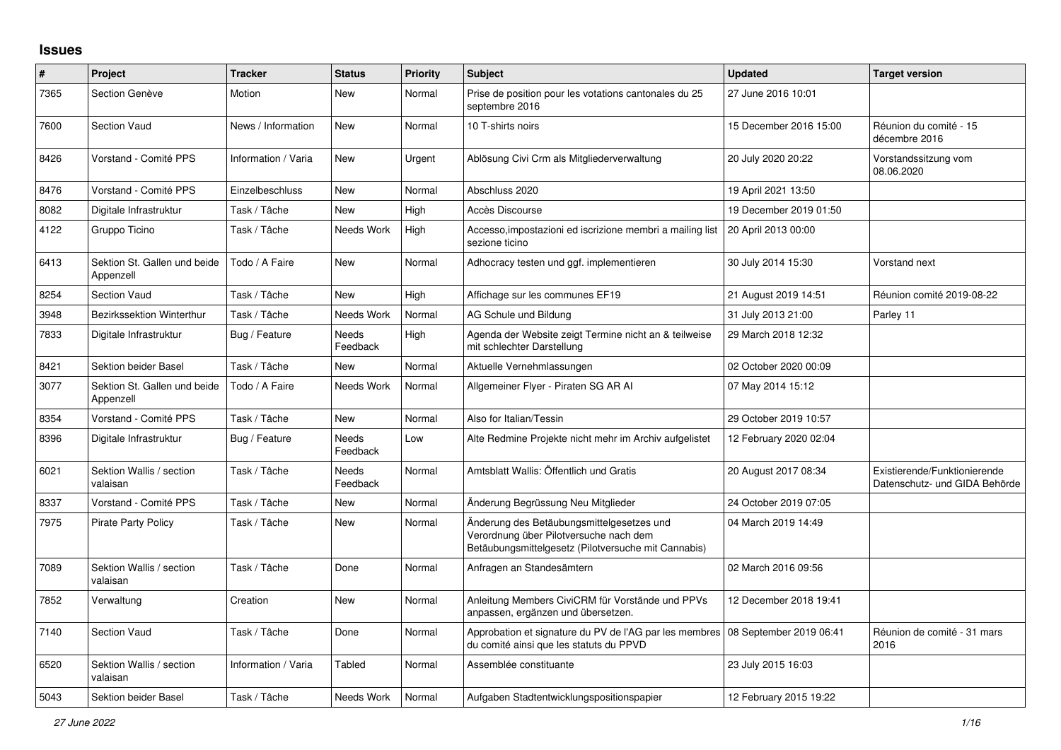## Issues

| # | Project | Tracker | Status | Priority | Subject | Updated | Target version |
|---|---|---|---|---|---|---|---|
| 7365 | Section Genève | Motion | New | Normal | Prise de position pour les votations cantonales du 25 septembre 2016 | 27 June 2016 10:01 | |
| 7600 | Section Vaud | News / Information | New | Normal | 10 T-shirts noirs | 15 December 2016 15:00 | Réunion du comité - 15 décembre 2016 |
| 8426 | Vorstand - Comité PPS | Information / Varia | New | Urgent | Ablösung Civi Crm als Mitgliederverwaltung | 20 July 2020 20:22 | Vorstandssitzung vom 08.06.2020 |
| 8476 | Vorstand - Comité PPS | Einzelbeschluss | New | Normal | Abschluss 2020 | 19 April 2021 13:50 | |
| 8082 | Digitale Infrastruktur | Task / Tâche | New | High | Accès Discourse | 19 December 2019 01:50 | |
| 4122 | Gruppo Ticino | Task / Tâche | Needs Work | High | Accesso,impostazioni ed iscrizione membri a mailing list sezione ticino | 20 April 2013 00:00 | |
| 6413 | Sektion St. Gallen und beide Appenzell | Todo / A Faire | New | Normal | Adhocracy testen und ggf. implementieren | 30 July 2014 15:30 | Vorstand next |
| 8254 | Section Vaud | Task / Tâche | New | High | Affichage sur les communes EF19 | 21 August 2019 14:51 | Réunion comité 2019-08-22 |
| 3948 | Bezirkssektion Winterthur | Task / Tâche | Needs Work | Normal | AG Schule und Bildung | 31 July 2013 21:00 | Parley 11 |
| 7833 | Digitale Infrastruktur | Bug / Feature | Needs Feedback | High | Agenda der Website zeigt Termine nicht an & teilweise mit schlechter Darstellung | 29 March 2018 12:32 | |
| 8421 | Sektion beider Basel | Task / Tâche | New | Normal | Aktuelle Vernehmlassungen | 02 October 2020 00:09 | |
| 3077 | Sektion St. Gallen und beide Appenzell | Todo / A Faire | Needs Work | Normal | Allgemeiner Flyer - Piraten SG AR AI | 07 May 2014 15:12 | |
| 8354 | Vorstand - Comité PPS | Task / Tâche | New | Normal | Also for Italian/Tessin | 29 October 2019 10:57 | |
| 8396 | Digitale Infrastruktur | Bug / Feature | Needs Feedback | Low | Alte Redmine Projekte nicht mehr im Archiv aufgelistet | 12 February 2020 02:04 | |
| 6021 | Sektion Wallis / section valaisan | Task / Tâche | Needs Feedback | Normal | Amtsblatt Wallis: Öffentlich und Gratis | 20 August 2017 08:34 | Existierende/Funktionierende Datenschutz- und GIDA Behörde |
| 8337 | Vorstand - Comité PPS | Task / Tâche | New | Normal | Änderung Begrüssung Neu Mitglieder | 24 October 2019 07:05 | |
| 7975 | Pirate Party Policy | Task / Tâche | New | Normal | Änderung des Betäubungsmittelgesetzes und Verordnung über Pilotversuche nach dem Betäubungsmittelgesetz (Pilotversuche mit Cannabis) | 04 March 2019 14:49 | |
| 7089 | Sektion Wallis / section valaisan | Task / Tâche | Done | Normal | Anfragen an Standesämtern | 02 March 2016 09:56 | |
| 7852 | Verwaltung | Creation | New | Normal | Anleitung Members CiviCRM für Vorstände und PPVs anpassen, ergänzen und übersetzen. | 12 December 2018 19:41 | |
| 7140 | Section Vaud | Task / Tâche | Done | Normal | Approbation et signature du PV de l'AG par les membres du comité ainsi que les statuts du PPVD | 08 September 2019 06:41 | Réunion de comité - 31 mars 2016 |
| 6520 | Sektion Wallis / section valaisan | Information / Varia | Tabled | Normal | Assemblée constituante | 23 July 2015 16:03 | |
| 5043 | Sektion beider Basel | Task / Tâche | Needs Work | Normal | Aufgaben Stadtentwicklungspositionspapier | 12 February 2015 19:22 | |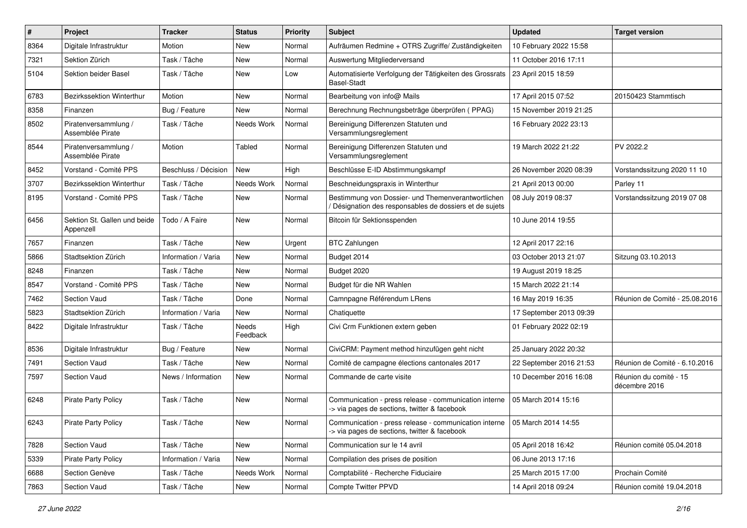| # | Project | Tracker | Status | Priority | Subject | Updated | Target version |
|---|---|---|---|---|---|---|---|
| 8364 | Digitale Infrastruktur | Motion | New | Normal | Aufräumen Redmine + OTRS Zugriffe/ Zuständigkeiten | 10 February 2022 15:58 | |
| 7321 | Sektion Zürich | Task / Tâche | New | Normal | Auswertung Mitgliederversand | 11 October 2016 17:11 | |
| 5104 | Sektion beider Basel | Task / Tâche | New | Low | Automatisierte Verfolgung der Tätigkeiten des Grossrats Basel-Stadt | 23 April 2015 18:59 | |
| 6783 | Bezirkssektion Winterthur | Motion | New | Normal | Bearbeitung von info@ Mails | 17 April 2015 07:52 | 20150423 Stammtisch |
| 8358 | Finanzen | Bug / Feature | New | Normal | Berechnung Rechnungsbeträge überprüfen ( PPAG) | 15 November 2019 21:25 | |
| 8502 | Piratenversammlung / Assemblée Pirate | Task / Tâche | Needs Work | Normal | Bereinigung Differenzen Statuten und Versammlungsreglement | 16 February 2022 23:13 | |
| 8544 | Piratenversammlung / Assemblée Pirate | Motion | Tabled | Normal | Bereinigung Differenzen Statuten und Versammlungsreglement | 19 March 2022 21:22 | PV 2022.2 |
| 8452 | Vorstand - Comité PPS | Beschluss / Décision | New | High | Beschlüsse E-ID Abstimmungskampf | 26 November 2020 08:39 | Vorstandssitzung 2020 11 10 |
| 3707 | Bezirkssektion Winterthur | Task / Tâche | Needs Work | Normal | Beschneidungspraxis in Winterthur | 21 April 2013 00:00 | Parley 11 |
| 8195 | Vorstand - Comité PPS | Task / Tâche | New | Normal | Bestimmung von Dossier- und Themenverantwortlichen / Désignation des responsables de dossiers et de sujets | 08 July 2019 08:37 | Vorstandssitzung 2019 07 08 |
| 6456 | Sektion St. Gallen und beide Appenzell | Todo / A Faire | New | Normal | Bitcoin für Sektionsspenden | 10 June 2014 19:55 | |
| 7657 | Finanzen | Task / Tâche | New | Urgent | BTC Zahlungen | 12 April 2017 22:16 | |
| 5866 | Stadtsektion Zürich | Information / Varia | New | Normal | Budget 2014 | 03 October 2013 21:07 | Sitzung 03.10.2013 |
| 8248 | Finanzen | Task / Tâche | New | Normal | Budget 2020 | 19 August 2019 18:25 | |
| 8547 | Vorstand - Comité PPS | Task / Tâche | New | Normal | Budget für die NR Wahlen | 15 March 2022 21:14 | |
| 7462 | Section Vaud | Task / Tâche | Done | Normal | Camnpagne Référendum LRens | 16 May 2019 16:35 | Réunion de Comité - 25.08.2016 |
| 5823 | Stadtsektion Zürich | Information / Varia | New | Normal | Chatiquette | 17 September 2013 09:39 | |
| 8422 | Digitale Infrastruktur | Task / Tâche | Needs Feedback | High | Civi Crm Funktionen extern geben | 01 February 2022 02:19 | |
| 8536 | Digitale Infrastruktur | Bug / Feature | New | Normal | CiviCRM: Payment method hinzufügen geht nicht | 25 January 2022 20:32 | |
| 7491 | Section Vaud | Task / Tâche | New | Normal | Comité de campagne élections cantonales 2017 | 22 September 2016 21:53 | Réunion de Comité - 6.10.2016 |
| 7597 | Section Vaud | News / Information | New | Normal | Commande de carte visite | 10 December 2016 16:08 | Réunion du comité - 15 décembre 2016 |
| 6248 | Pirate Party Policy | Task / Tâche | New | Normal | Communication - press release - communication interne -> via pages de sections, twitter & facebook | 05 March 2014 15:16 | |
| 6243 | Pirate Party Policy | Task / Tâche | New | Normal | Communication - press release - communication interne -> via pages de sections, twitter & facebook | 05 March 2014 14:55 | |
| 7828 | Section Vaud | Task / Tâche | New | Normal | Communication sur le 14 avril | 05 April 2018 16:42 | Réunion comité 05.04.2018 |
| 5339 | Pirate Party Policy | Information / Varia | New | Normal | Compilation des prises de position | 06 June 2013 17:16 | |
| 6688 | Section Genève | Task / Tâche | Needs Work | Normal | Comptabilité - Recherche Fiduciaire | 25 March 2015 17:00 | Prochain Comité |
| 7863 | Section Vaud | Task / Tâche | New | Normal | Compte Twitter PPVD | 14 April 2018 09:24 | Réunion comité 19.04.2018 |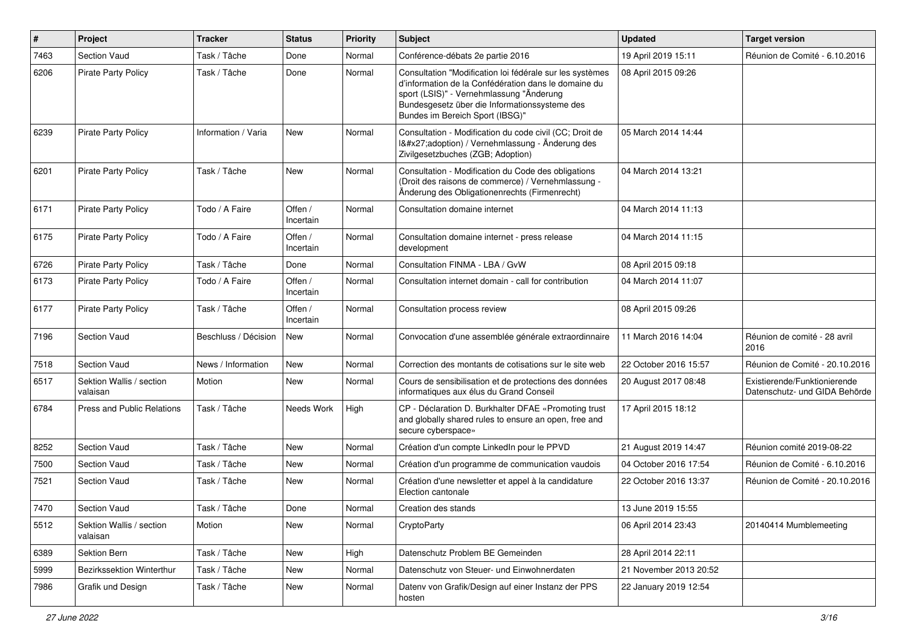| # | Project | Tracker | Status | Priority | Subject | Updated | Target version |
|---|---|---|---|---|---|---|---|
| 7463 | Section Vaud | Task / Tâche | Done | Normal | Conférence-débats 2e partie 2016 | 19 April 2019 15:11 | Réunion de Comité - 6.10.2016 |
| 6206 | Pirate Party Policy | Task / Tâche | Done | Normal | Consultation "Modification loi fédérale sur les systèmes d'information de la Confédération dans le domaine du sport (LSIS)" - Vernehmlassung "Änderung Bundesgesetz über die Informationssysteme des Bundes im Bereich Sport (IBSG)" | 08 April 2015 09:26 | |
| 6239 | Pirate Party Policy | Information / Varia | New | Normal | Consultation - Modification du code civil (CC; Droit de l&#x27;adoption) / Vernehmlassung - Änderung des Zivilgesetzbuches (ZGB; Adoption) | 05 March 2014 14:44 | |
| 6201 | Pirate Party Policy | Task / Tâche | New | Normal | Consultation - Modification du Code des obligations (Droit des raisons de commerce) / Vernehmlassung - Änderung des Obligationenrechts (Firmenrecht) | 04 March 2014 13:21 | |
| 6171 | Pirate Party Policy | Todo / A Faire | Offen / Incertain | Normal | Consultation domaine internet | 04 March 2014 11:13 | |
| 6175 | Pirate Party Policy | Todo / A Faire | Offen / Incertain | Normal | Consultation domaine internet - press release development | 04 March 2014 11:15 | |
| 6726 | Pirate Party Policy | Task / Tâche | Done | Normal | Consultation FINMA - LBA / GvW | 08 April 2015 09:18 | |
| 6173 | Pirate Party Policy | Todo / A Faire | Offen / Incertain | Normal | Consultation internet domain - call for contribution | 04 March 2014 11:07 | |
| 6177 | Pirate Party Policy | Task / Tâche | Offen / Incertain | Normal | Consultation process review | 08 April 2015 09:26 | |
| 7196 | Section Vaud | Beschluss / Décision | New | Normal | Convocation d'une assemblée générale extraordinaire | 11 March 2016 14:04 | Réunion de comité - 28 avril 2016 |
| 7518 | Section Vaud | News / Information | New | Normal | Correction des montants de cotisations sur le site web | 22 October 2016 15:57 | Réunion de Comité - 20.10.2016 |
| 6517 | Sektion Wallis / section valaisan | Motion | New | Normal | Cours de sensibilisation et de protections des données informatiques aux élus du Grand Conseil | 20 August 2017 08:48 | Existierende/Funktionierende Datenschutz- und GIDA Behörde |
| 6784 | Press and Public Relations | Task / Tâche | Needs Work | High | CP - Déclaration D. Burkhalter DFAE «Promoting trust and globally shared rules to ensure an open, free and secure cyberspace» | 17 April 2015 18:12 | |
| 8252 | Section Vaud | Task / Tâche | New | Normal | Création d'un compte LinkedIn pour le PPVD | 21 August 2019 14:47 | Réunion comité 2019-08-22 |
| 7500 | Section Vaud | Task / Tâche | New | Normal | Création d'un programme de communication vaudois | 04 October 2016 17:54 | Réunion de Comité - 6.10.2016 |
| 7521 | Section Vaud | Task / Tâche | New | Normal | Création d'une newsletter et appel à la candidature Election cantonale | 22 October 2016 13:37 | Réunion de Comité - 20.10.2016 |
| 7470 | Section Vaud | Task / Tâche | Done | Normal | Creation des stands | 13 June 2019 15:55 | |
| 5512 | Sektion Wallis / section valaisan | Motion | New | Normal | CryptoParty | 06 April 2014 23:43 | 20140414 Mumblemeeting |
| 6389 | Sektion Bern | Task / Tâche | New | High | Datenschutz Problem BE Gemeinden | 28 April 2014 22:11 | |
| 5999 | Bezirkssektion Winterthur | Task / Tâche | New | Normal | Datenschutz von Steuer- und Einwohnerdaten | 21 November 2013 20:52 | |
| 7986 | Grafik und Design | Task / Tâche | New | Normal | Datenv von Grafik/Design auf einer Instanz der PPS hosten | 22 January 2019 12:54 | |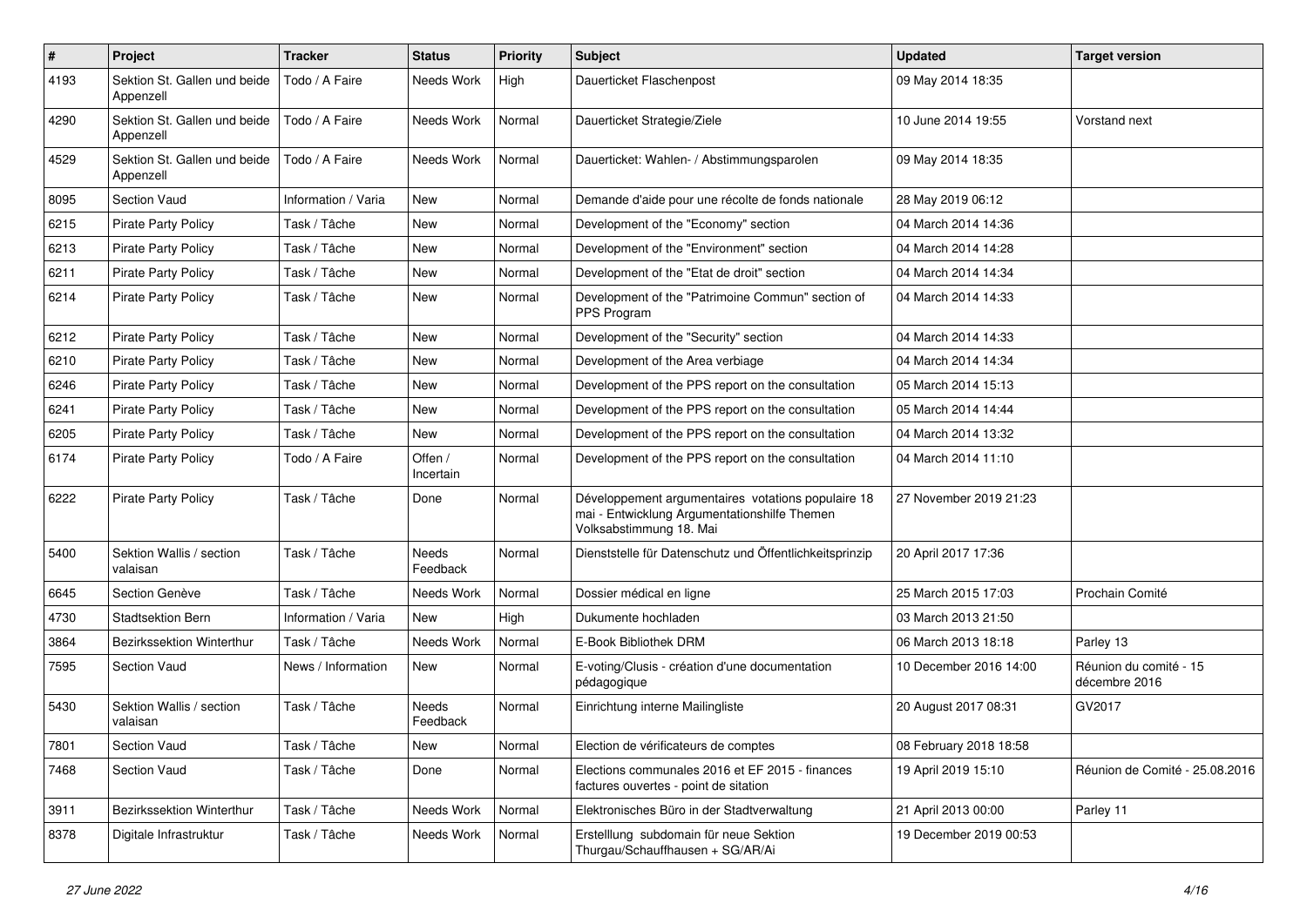| # | Project | Tracker | Status | Priority | Subject | Updated | Target version |
|---|---|---|---|---|---|---|---|
| 4193 | Sektion St. Gallen und beide Appenzell | Todo / A Faire | Needs Work | High | Dauerticket Flaschenpost | 09 May 2014 18:35 | |
| 4290 | Sektion St. Gallen und beide Appenzell | Todo / A Faire | Needs Work | Normal | Dauerticket Strategie/Ziele | 10 June 2014 19:55 | Vorstand next |
| 4529 | Sektion St. Gallen und beide Appenzell | Todo / A Faire | Needs Work | Normal | Dauerticket: Wahlen- / Abstimmungsparolen | 09 May 2014 18:35 | |
| 8095 | Section Vaud | Information / Varia | New | Normal | Demande d'aide pour une récolte de fonds nationale | 28 May 2019 06:12 | |
| 6215 | Pirate Party Policy | Task / Tâche | New | Normal | Development of the "Economy" section | 04 March 2014 14:36 | |
| 6213 | Pirate Party Policy | Task / Tâche | New | Normal | Development of the "Environment" section | 04 March 2014 14:28 | |
| 6211 | Pirate Party Policy | Task / Tâche | New | Normal | Development of the "Etat de droit" section | 04 March 2014 14:34 | |
| 6214 | Pirate Party Policy | Task / Tâche | New | Normal | Development of the "Patrimoine Commun" section of PPS Program | 04 March 2014 14:33 | |
| 6212 | Pirate Party Policy | Task / Tâche | New | Normal | Development of the "Security" section | 04 March 2014 14:33 | |
| 6210 | Pirate Party Policy | Task / Tâche | New | Normal | Development of the Area verbiage | 04 March 2014 14:34 | |
| 6246 | Pirate Party Policy | Task / Tâche | New | Normal | Development of the PPS report on the consultation | 05 March 2014 15:13 | |
| 6241 | Pirate Party Policy | Task / Tâche | New | Normal | Development of the PPS report on the consultation | 05 March 2014 14:44 | |
| 6205 | Pirate Party Policy | Task / Tâche | New | Normal | Development of the PPS report on the consultation | 04 March 2014 13:32 | |
| 6174 | Pirate Party Policy | Todo / A Faire | Offen / Incertain | Normal | Development of the PPS report on the consultation | 04 March 2014 11:10 | |
| 6222 | Pirate Party Policy | Task / Tâche | Done | Normal | Développement argumentaires votations populaire 18 mai - Entwicklung Argumentationshilfe Themen Volksabstimmung 18. Mai | 27 November 2019 21:23 | |
| 5400 | Sektion Wallis / section valaisan | Task / Tâche | Needs Feedback | Normal | Dienststelle für Datenschutz und Öffentlichkeitsprinzip | 20 April 2017 17:36 | |
| 6645 | Section Genève | Task / Tâche | Needs Work | Normal | Dossier médical en ligne | 25 March 2015 17:03 | Prochain Comité |
| 4730 | Stadtsektion Bern | Information / Varia | New | High | Dukumente hochladen | 03 March 2013 21:50 | |
| 3864 | Bezirkssektion Winterthur | Task / Tâche | Needs Work | Normal | E-Book Bibliothek DRM | 06 March 2013 18:18 | Parley 13 |
| 7595 | Section Vaud | News / Information | New | Normal | E-voting/Clusis - création d'une documentation pédagogique | 10 December 2016 14:00 | Réunion du comité - 15 décembre 2016 |
| 5430 | Sektion Wallis / section valaisan | Task / Tâche | Needs Feedback | Normal | Einrichtung interne Mailingliste | 20 August 2017 08:31 | GV2017 |
| 7801 | Section Vaud | Task / Tâche | New | Normal | Election de vérificateurs de comptes | 08 February 2018 18:58 | |
| 7468 | Section Vaud | Task / Tâche | Done | Normal | Elections communales 2016 et EF 2015 - finances factures ouvertes - point de sitation | 19 April 2019 15:10 | Réunion de Comité - 25.08.2016 |
| 3911 | Bezirkssektion Winterthur | Task / Tâche | Needs Work | Normal | Elektronisches Büro in der Stadtverwaltung | 21 April 2013 00:00 | Parley 11 |
| 8378 | Digitale Infrastruktur | Task / Tâche | Needs Work | Normal | Erstelllung subdomain für neue Sektion Thurgau/Schauffhausen + SG/AR/Ai | 19 December 2019 00:53 | |

*27 June 2022*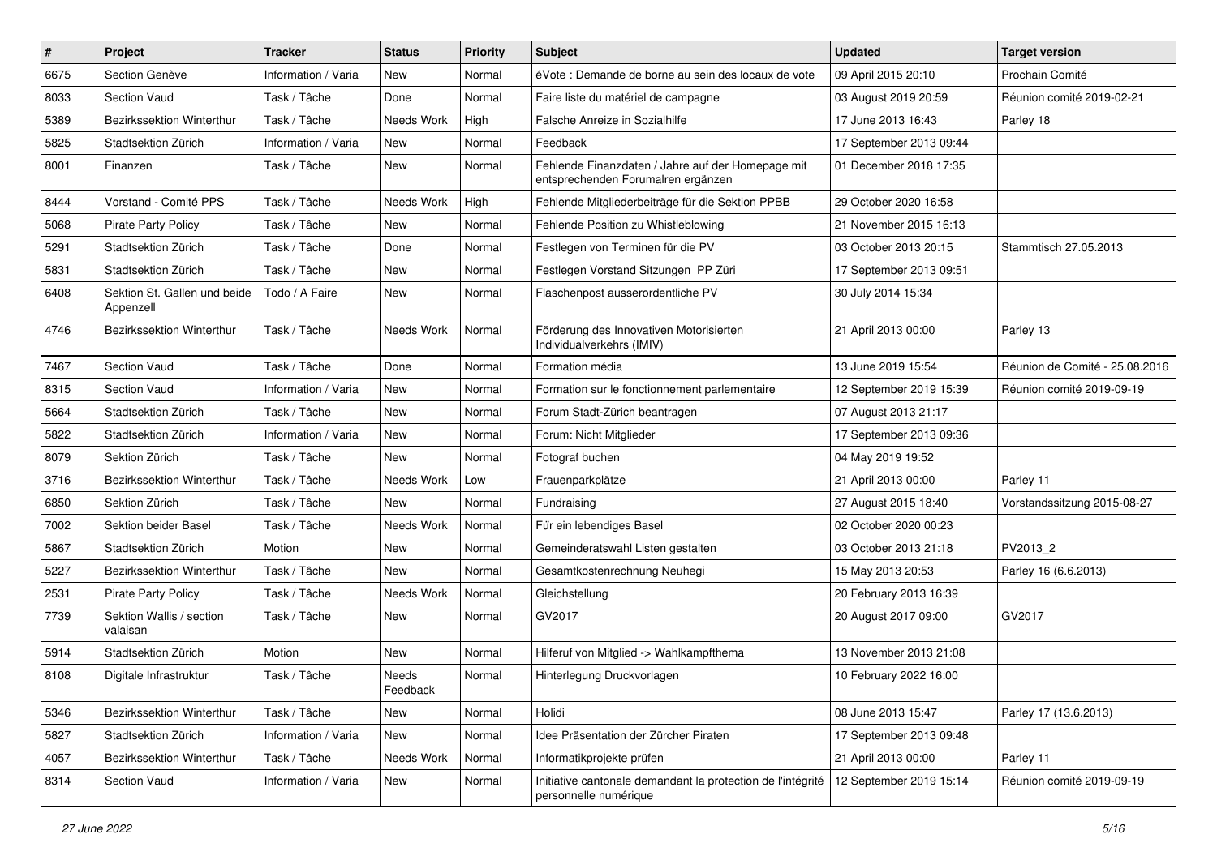| # | Project | Tracker | Status | Priority | Subject | Updated | Target version |
|---|---|---|---|---|---|---|---|
| 6675 | Section Genève | Information / Varia | New | Normal | éVote : Demande de borne au sein des locaux de vote | 09 April 2015 20:10 | Prochain Comité |
| 8033 | Section Vaud | Task / Tâche | Done | Normal | Faire liste du matériel de campagne | 03 August 2019 20:59 | Réunion comité 2019-02-21 |
| 5389 | Bezirkssektion Winterthur | Task / Tâche | Needs Work | High | Falsche Anreize in Sozialhilfe | 17 June 2013 16:43 | Parley 18 |
| 5825 | Stadtsektion Zürich | Information / Varia | New | Normal | Feedback | 17 September 2013 09:44 | |
| 8001 | Finanzen | Task / Tâche | New | Normal | Fehlende Finanzdaten / Jahre auf der Homepage mit entsprechenden Forumalren ergänzen | 01 December 2018 17:35 | |
| 8444 | Vorstand - Comité PPS | Task / Tâche | Needs Work | High | Fehlende Mitgliederbeiträge für die Sektion PPBB | 29 October 2020 16:58 | |
| 5068 | Pirate Party Policy | Task / Tâche | New | Normal | Fehlende Position zu Whistleblowing | 21 November 2015 16:13 | |
| 5291 | Stadtsektion Zürich | Task / Tâche | Done | Normal | Festlegen von Terminen für die PV | 03 October 2013 20:15 | Stammtisch 27.05.2013 |
| 5831 | Stadtsektion Zürich | Task / Tâche | New | Normal | Festlegen Vorstand Sitzungen PP Züri | 17 September 2013 09:51 | |
| 6408 | Sektion St. Gallen und beide Appenzell | Todo / A Faire | New | Normal | Flaschenpost ausserordentliche PV | 30 July 2014 15:34 | |
| 4746 | Bezirkssektion Winterthur | Task / Tâche | Needs Work | Normal | Förderung des Innovativen Motorisierten Individualverkehrs (IMIV) | 21 April 2013 00:00 | Parley 13 |
| 7467 | Section Vaud | Task / Tâche | Done | Normal | Formation média | 13 June 2019 15:54 | Réunion de Comité - 25.08.2016 |
| 8315 | Section Vaud | Information / Varia | New | Normal | Formation sur le fonctionnement parlementaire | 12 September 2019 15:39 | Réunion comité 2019-09-19 |
| 5664 | Stadtsektion Zürich | Task / Tâche | New | Normal | Forum Stadt-Zürich beantragen | 07 August 2013 21:17 | |
| 5822 | Stadtsektion Zürich | Information / Varia | New | Normal | Forum: Nicht Mitglieder | 17 September 2013 09:36 | |
| 8079 | Sektion Zürich | Task / Tâche | New | Normal | Fotograf buchen | 04 May 2019 19:52 | |
| 3716 | Bezirkssektion Winterthur | Task / Tâche | Needs Work | Low | Frauenparkplätze | 21 April 2013 00:00 | Parley 11 |
| 6850 | Sektion Zürich | Task / Tâche | New | Normal | Fundraising | 27 August 2015 18:40 | Vorstandssitzung 2015-08-27 |
| 7002 | Sektion beider Basel | Task / Tâche | Needs Work | Normal | Für ein lebendiges Basel | 02 October 2020 00:23 | |
| 5867 | Stadtsektion Zürich | Motion | New | Normal | Gemeinderatswahl Listen gestalten | 03 October 2013 21:18 | PV2013_2 |
| 5227 | Bezirkssektion Winterthur | Task / Tâche | New | Normal | Gesamtkostenrechnung Neuhegi | 15 May 2013 20:53 | Parley 16 (6.6.2013) |
| 2531 | Pirate Party Policy | Task / Tâche | Needs Work | Normal | Gleichstellung | 20 February 2013 16:39 | |
| 7739 | Sektion Wallis / section valaisan | Task / Tâche | New | Normal | GV2017 | 20 August 2017 09:00 | GV2017 |
| 5914 | Stadtsektion Zürich | Motion | New | Normal | Hilferuf von Mitglied -> Wahlkampfthema | 13 November 2013 21:08 | |
| 8108 | Digitale Infrastruktur | Task / Tâche | Needs Feedback | Normal | Hinterlegung Druckvorlagen | 10 February 2022 16:00 | |
| 5346 | Bezirkssektion Winterthur | Task / Tâche | New | Normal | Holidi | 08 June 2013 15:47 | Parley 17 (13.6.2013) |
| 5827 | Stadtsektion Zürich | Information / Varia | New | Normal | Idee Präsentation der Zürcher Piraten | 17 September 2013 09:48 | |
| 4057 | Bezirkssektion Winterthur | Task / Tâche | Needs Work | Normal | Informatikprojekte prüfen | 21 April 2013 00:00 | Parley 11 |
| 8314 | Section Vaud | Information / Varia | New | Normal | Initiative cantonale demandant la protection de l'intégrité personnelle numérique | 12 September 2019 15:14 | Réunion comité 2019-09-19 |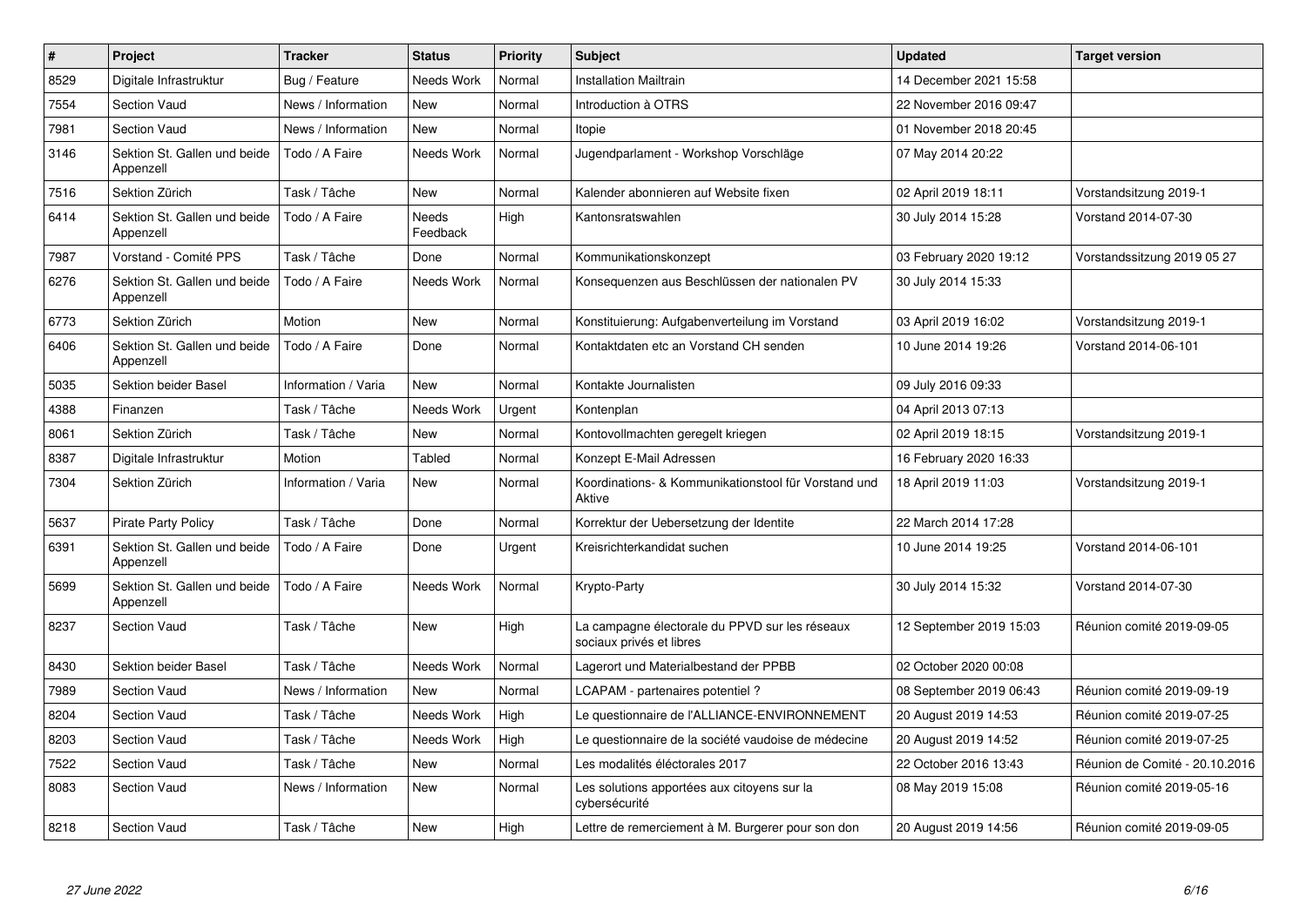| # | Project | Tracker | Status | Priority | Subject | Updated | Target version |
|---|---|---|---|---|---|---|---|
| 8529 | Digitale Infrastruktur | Bug / Feature | Needs Work | Normal | Installation Mailtrain | 14 December 2021 15:58 | |
| 7554 | Section Vaud | News / Information | New | Normal | Introduction à OTRS | 22 November 2016 09:47 | |
| 7981 | Section Vaud | News / Information | New | Normal | Itopie | 01 November 2018 20:45 | |
| 3146 | Sektion St. Gallen und beide Appenzell | Todo / A Faire | Needs Work | Normal | Jugendparlament - Workshop Vorschläge | 07 May 2014 20:22 | |
| 7516 | Sektion Zürich | Task / Tâche | New | Normal | Kalender abonnieren auf Website fixen | 02 April 2019 18:11 | Vorstandsitzung 2019-1 |
| 6414 | Sektion St. Gallen und beide Appenzell | Todo / A Faire | Needs Feedback | High | Kantonsratswahlen | 30 July 2014 15:28 | Vorstand 2014-07-30 |
| 7987 | Vorstand - Comité PPS | Task / Tâche | Done | Normal | Kommunikationskonzept | 03 February 2020 19:12 | Vorstandssitzung 2019 05 27 |
| 6276 | Sektion St. Gallen und beide Appenzell | Todo / A Faire | Needs Work | Normal | Konsequenzen aus Beschlüssen der nationalen PV | 30 July 2014 15:33 | |
| 6773 | Sektion Zürich | Motion | New | Normal | Konstituierung: Aufgabenverteilung im Vorstand | 03 April 2019 16:02 | Vorstandsitzung 2019-1 |
| 6406 | Sektion St. Gallen und beide Appenzell | Todo / A Faire | Done | Normal | Kontaktdaten etc an Vorstand CH senden | 10 June 2014 19:26 | Vorstand 2014-06-101 |
| 5035 | Sektion beider Basel | Information / Varia | New | Normal | Kontakte Journalisten | 09 July 2016 09:33 | |
| 4388 | Finanzen | Task / Tâche | Needs Work | Urgent | Kontenplan | 04 April 2013 07:13 | |
| 8061 | Sektion Zürich | Task / Tâche | New | Normal | Kontovollmachten geregelt kriegen | 02 April 2019 18:15 | Vorstandsitzung 2019-1 |
| 8387 | Digitale Infrastruktur | Motion | Tabled | Normal | Konzept E-Mail Adressen | 16 February 2020 16:33 | |
| 7304 | Sektion Zürich | Information / Varia | New | Normal | Koordinations- & Kommunikationstool für Vorstand und Aktive | 18 April 2019 11:03 | Vorstandsitzung 2019-1 |
| 5637 | Pirate Party Policy | Task / Tâche | Done | Normal | Korrektur der Uebersetzung der Identite | 22 March 2014 17:28 | |
| 6391 | Sektion St. Gallen und beide Appenzell | Todo / A Faire | Done | Urgent | Kreisrichterkandidat suchen | 10 June 2014 19:25 | Vorstand 2014-06-101 |
| 5699 | Sektion St. Gallen und beide Appenzell | Todo / A Faire | Needs Work | Normal | Krypto-Party | 30 July 2014 15:32 | Vorstand 2014-07-30 |
| 8237 | Section Vaud | Task / Tâche | New | High | La campagne électorale du PPVD sur les réseaux sociaux privés et libres | 12 September 2019 15:03 | Réunion comité 2019-09-05 |
| 8430 | Sektion beider Basel | Task / Tâche | Needs Work | Normal | Lagerort und Materialbestand der PPBB | 02 October 2020 00:08 | |
| 7989 | Section Vaud | News / Information | New | Normal | LCAPAM - partenaires potentiel ? | 08 September 2019 06:43 | Réunion comité 2019-09-19 |
| 8204 | Section Vaud | Task / Tâche | Needs Work | High | Le questionnaire de l'ALLIANCE-ENVIRONNEMENT | 20 August 2019 14:53 | Réunion comité 2019-07-25 |
| 8203 | Section Vaud | Task / Tâche | Needs Work | High | Le questionnaire de la société vaudoise de médecine | 20 August 2019 14:52 | Réunion comité 2019-07-25 |
| 7522 | Section Vaud | Task / Tâche | New | Normal | Les modalités éléctorales 2017 | 22 October 2016 13:43 | Réunion de Comité - 20.10.2016 |
| 8083 | Section Vaud | News / Information | New | Normal | Les solutions apportées aux citoyens sur la cybersécurité | 08 May 2019 15:08 | Réunion comité 2019-05-16 |
| 8218 | Section Vaud | Task / Tâche | New | High | Lettre de remerciement à M. Burgerer pour son don | 20 August 2019 14:56 | Réunion comité 2019-09-05 |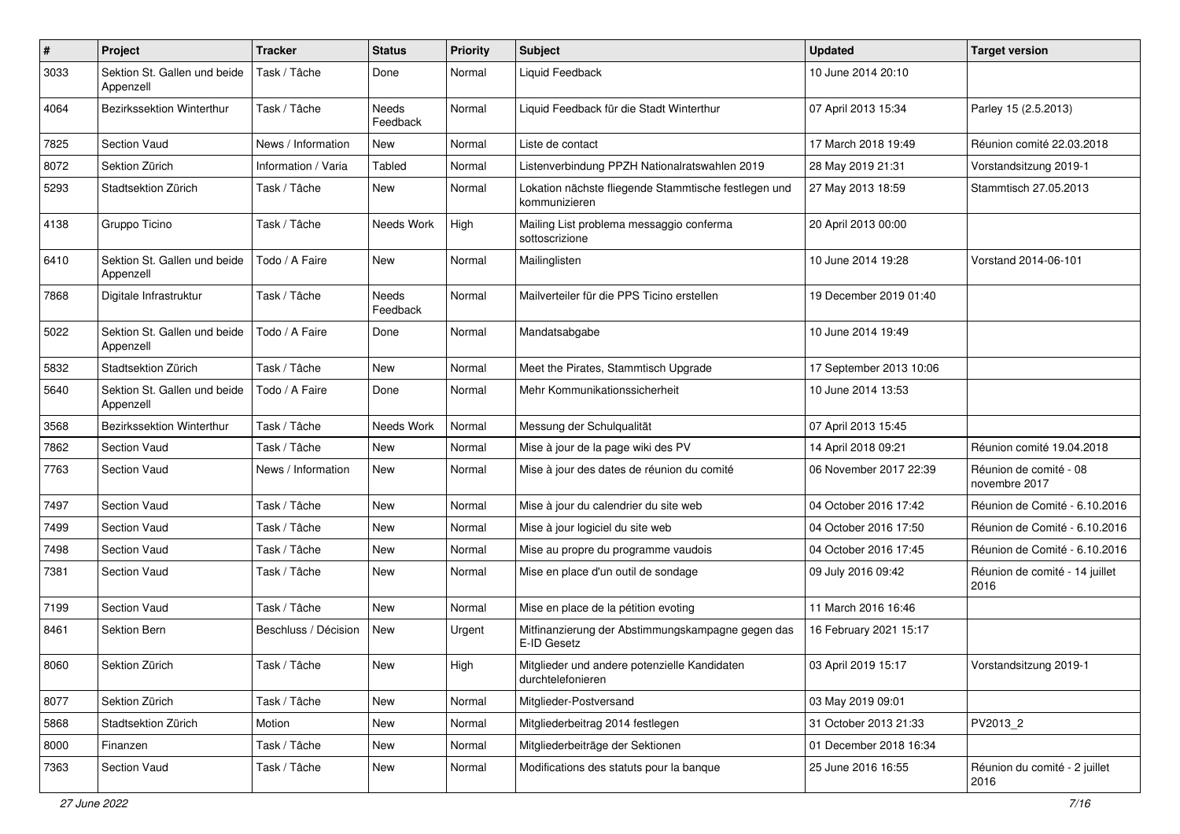| # | Project | Tracker | Status | Priority | Subject | Updated | Target version |
|---|---|---|---|---|---|---|---|
| 3033 | Sektion St. Gallen und beide Appenzell | Task / Tâche | Done | Normal | Liquid Feedback | 10 June 2014 20:10 | |
| 4064 | Bezirkssektion Winterthur | Task / Tâche | Needs Feedback | Normal | Liquid Feedback für die Stadt Winterthur | 07 April 2013 15:34 | Parley 15 (2.5.2013) |
| 7825 | Section Vaud | News / Information | New | Normal | Liste de contact | 17 March 2018 19:49 | Réunion comité 22.03.2018 |
| 8072 | Sektion Zürich | Information / Varia | Tabled | Normal | Listenverbindung PPZH Nationalratswahlen 2019 | 28 May 2019 21:31 | Vorstandsitzung 2019-1 |
| 5293 | Stadtsektion Zürich | Task / Tâche | New | Normal | Lokation nächste fliegende Stammtische festlegen und kommunizieren | 27 May 2013 18:59 | Stammtisch 27.05.2013 |
| 4138 | Gruppo Ticino | Task / Tâche | Needs Work | High | Mailing List problema messaggio conferma sottoscrizione | 20 April 2013 00:00 | |
| 6410 | Sektion St. Gallen und beide Appenzell | Todo / A Faire | New | Normal | Mailinglisten | 10 June 2014 19:28 | Vorstand 2014-06-101 |
| 7868 | Digitale Infrastruktur | Task / Tâche | Needs Feedback | Normal | Mailverteiler für die PPS Ticino erstellen | 19 December 2019 01:40 | |
| 5022 | Sektion St. Gallen und beide Appenzell | Todo / A Faire | Done | Normal | Mandatsabgabe | 10 June 2014 19:49 | |
| 5832 | Stadtsektion Zürich | Task / Tâche | New | Normal | Meet the Pirates, Stammtisch Upgrade | 17 September 2013 10:06 | |
| 5640 | Sektion St. Gallen und beide Appenzell | Todo / A Faire | Done | Normal | Mehr Kommunikationssicherheit | 10 June 2014 13:53 | |
| 3568 | Bezirkssektion Winterthur | Task / Tâche | Needs Work | Normal | Messung der Schulqualität | 07 April 2013 15:45 | |
| 7862 | Section Vaud | Task / Tâche | New | Normal | Mise à jour de la page wiki des PV | 14 April 2018 09:21 | Réunion comité 19.04.2018 |
| 7763 | Section Vaud | News / Information | New | Normal | Mise à jour des dates de réunion du comité | 06 November 2017 22:39 | Réunion de comité - 08 novembre 2017 |
| 7497 | Section Vaud | Task / Tâche | New | Normal | Mise à jour du calendrier du site web | 04 October 2016 17:42 | Réunion de Comité - 6.10.2016 |
| 7499 | Section Vaud | Task / Tâche | New | Normal | Mise à jour logiciel du site web | 04 October 2016 17:50 | Réunion de Comité - 6.10.2016 |
| 7498 | Section Vaud | Task / Tâche | New | Normal | Mise au propre du programme vaudois | 04 October 2016 17:45 | Réunion de Comité - 6.10.2016 |
| 7381 | Section Vaud | Task / Tâche | New | Normal | Mise en place d'un outil de sondage | 09 July 2016 09:42 | Réunion de comité - 14 juillet 2016 |
| 7199 | Section Vaud | Task / Tâche | New | Normal | Mise en place de la pétition evoting | 11 March 2016 16:46 | |
| 8461 | Sektion Bern | Beschluss / Décision | New | Urgent | Mitfinanzierung der Abstimmungskampagne gegen das E-ID Gesetz | 16 February 2021 15:17 | |
| 8060 | Sektion Zürich | Task / Tâche | New | High | Mitglieder und andere potenzielle Kandidaten durchtelefonieren | 03 April 2019 15:17 | Vorstandsitzung 2019-1 |
| 8077 | Sektion Zürich | Task / Tâche | New | Normal | Mitglieder-Postversand | 03 May 2019 09:01 | |
| 5868 | Stadtsektion Zürich | Motion | New | Normal | Mitgliederbeitrag 2014 festlegen | 31 October 2013 21:33 | PV2013_2 |
| 8000 | Finanzen | Task / Tâche | New | Normal | Mitgliederbeiträge der Sektionen | 01 December 2018 16:34 | |
| 7363 | Section Vaud | Task / Tâche | New | Normal | Modifications des statuts pour la banque | 25 June 2016 16:55 | Réunion du comité - 2 juillet 2016 |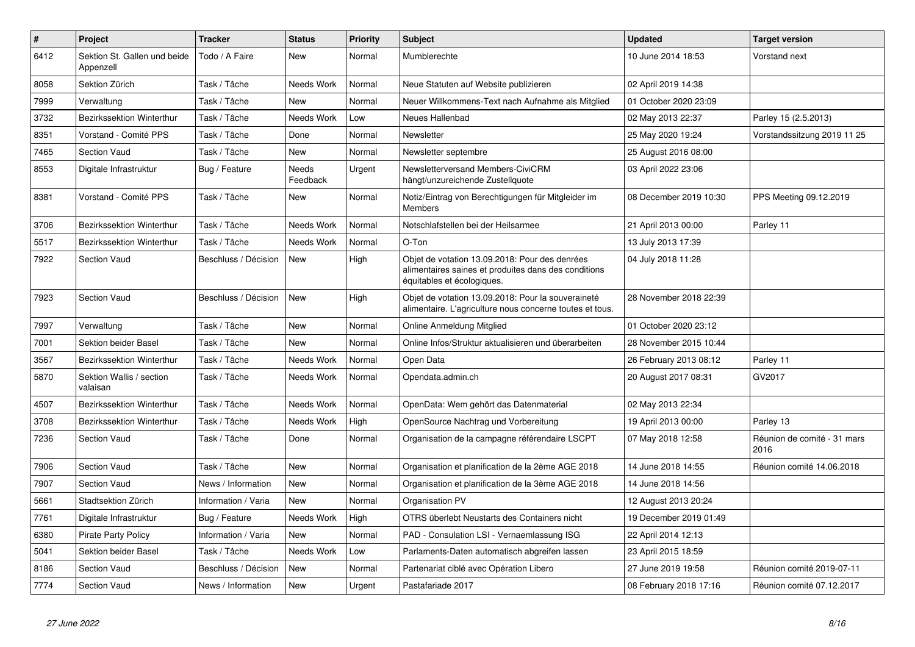| # | Project | Tracker | Status | Priority | Subject | Updated | Target version |
|---|---|---|---|---|---|---|---|
| 6412 | Sektion St. Gallen und beide Appenzell | Todo / A Faire | New | Normal | Mumblerechte | 10 June 2014 18:53 | Vorstand next |
| 8058 | Sektion Zürich | Task / Tâche | Needs Work | Normal | Neue Statuten auf Website publizieren | 02 April 2019 14:38 | |
| 7999 | Verwaltung | Task / Tâche | New | Normal | Neuer Willkommens-Text nach Aufnahme als Mitglied | 01 October 2020 23:09 | |
| 3732 | Bezirkssektion Winterthur | Task / Tâche | Needs Work | Low | Neues Hallenbad | 02 May 2013 22:37 | Parley 15 (2.5.2013) |
| 8351 | Vorstand - Comité PPS | Task / Tâche | Done | Normal | Newsletter | 25 May 2020 19:24 | Vorstandssitzung 2019 11 25 |
| 7465 | Section Vaud | Task / Tâche | New | Normal | Newsletter septembre | 25 August 2016 08:00 | |
| 8553 | Digitale Infrastruktur | Bug / Feature | Needs Feedback | Urgent | Newsletterversand Members-CiviCRM hängt/unzureichende Zustellquote | 03 April 2022 23:06 | |
| 8381 | Vorstand - Comité PPS | Task / Tâche | New | Normal | Notiz/Eintrag von Berechtigungen für Mitgleider im Members | 08 December 2019 10:30 | PPS Meeting 09.12.2019 |
| 3706 | Bezirkssektion Winterthur | Task / Tâche | Needs Work | Normal | Notschlafstellen bei der Heilsarmee | 21 April 2013 00:00 | Parley 11 |
| 5517 | Bezirkssektion Winterthur | Task / Tâche | Needs Work | Normal | O-Ton | 13 July 2013 17:39 | |
| 7922 | Section Vaud | Beschluss / Décision | New | High | Objet de votation 13.09.2018: Pour des denrées alimentaires saines et produites dans des conditions équitables et écologiques. | 04 July 2018 11:28 | |
| 7923 | Section Vaud | Beschluss / Décision | New | High | Objet de votation 13.09.2018: Pour la souveraineté alimentaire. L'agriculture nous concerne toutes et tous. | 28 November 2018 22:39 | |
| 7997 | Verwaltung | Task / Tâche | New | Normal | Online Anmeldung Mitglied | 01 October 2020 23:12 | |
| 7001 | Sektion beider Basel | Task / Tâche | New | Normal | Online Infos/Struktur aktualisieren und überarbeiten | 28 November 2015 10:44 | |
| 3567 | Bezirkssektion Winterthur | Task / Tâche | Needs Work | Normal | Open Data | 26 February 2013 08:12 | Parley 11 |
| 5870 | Sektion Wallis / section valaisan | Task / Tâche | Needs Work | Normal | Opendata.admin.ch | 20 August 2017 08:31 | GV2017 |
| 4507 | Bezirkssektion Winterthur | Task / Tâche | Needs Work | Normal | OpenData: Wem gehört das Datenmaterial | 02 May 2013 22:34 | |
| 3708 | Bezirkssektion Winterthur | Task / Tâche | Needs Work | High | OpenSource Nachtrag und Vorbereitung | 19 April 2013 00:00 | Parley 13 |
| 7236 | Section Vaud | Task / Tâche | Done | Normal | Organisation de la campagne référendaire LSCPT | 07 May 2018 12:58 | Réunion de comité - 31 mars 2016 |
| 7906 | Section Vaud | Task / Tâche | New | Normal | Organisation et planification de la 2ème AGE 2018 | 14 June 2018 14:55 | Réunion comité 14.06.2018 |
| 7907 | Section Vaud | News / Information | New | Normal | Organisation et planification de la 3ème AGE 2018 | 14 June 2018 14:56 | |
| 5661 | Stadtsektion Zürich | Information / Varia | New | Normal | Organisation PV | 12 August 2013 20:24 | |
| 7761 | Digitale Infrastruktur | Bug / Feature | Needs Work | High | OTRS überlebt Neustarts des Containers nicht | 19 December 2019 01:49 | |
| 6380 | Pirate Party Policy | Information / Varia | New | Normal | PAD - Consulation LSI - Vernaemlassung ISG | 22 April 2014 12:13 | |
| 5041 | Sektion beider Basel | Task / Tâche | Needs Work | Low | Parlaments-Daten automatisch abgreifen lassen | 23 April 2015 18:59 | |
| 8186 | Section Vaud | Beschluss / Décision | New | Normal | Partenariat ciblé avec Opération Libero | 27 June 2019 19:58 | Réunion comité 2019-07-11 |
| 7774 | Section Vaud | News / Information | New | Urgent | Pastafariade 2017 | 08 February 2018 17:16 | Réunion comité 07.12.2017 |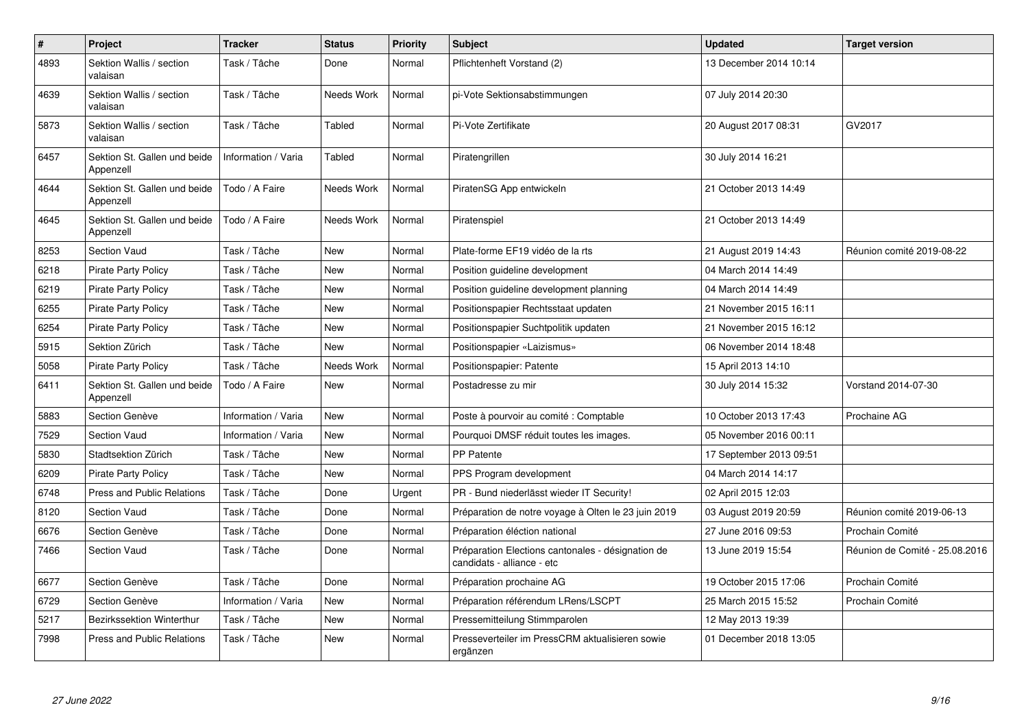| # | Project | Tracker | Status | Priority | Subject | Updated | Target version |
|---|---|---|---|---|---|---|---|
| 4893 | Sektion Wallis / section valaisan | Task / Tâche | Done | Normal | Pflichtenheft Vorstand (2) | 13 December 2014 10:14 | |
| 4639 | Sektion Wallis / section valaisan | Task / Tâche | Needs Work | Normal | pi-Vote Sektionsabstimmungen | 07 July 2014 20:30 | |
| 5873 | Sektion Wallis / section valaisan | Task / Tâche | Tabled | Normal | Pi-Vote Zertifikate | 20 August 2017 08:31 | GV2017 |
| 6457 | Sektion St. Gallen und beide Appenzell | Information / Varia | Tabled | Normal | Piratengrillen | 30 July 2014 16:21 | |
| 4644 | Sektion St. Gallen und beide Appenzell | Todo / A Faire | Needs Work | Normal | PiratenSG App entwickeln | 21 October 2013 14:49 | |
| 4645 | Sektion St. Gallen und beide Appenzell | Todo / A Faire | Needs Work | Normal | Piratenspiel | 21 October 2013 14:49 | |
| 8253 | Section Vaud | Task / Tâche | New | Normal | Plate-forme EF19 vidéo de la rts | 21 August 2019 14:43 | Réunion comité 2019-08-22 |
| 6218 | Pirate Party Policy | Task / Tâche | New | Normal | Position guideline development | 04 March 2014 14:49 | |
| 6219 | Pirate Party Policy | Task / Tâche | New | Normal | Position guideline development planning | 04 March 2014 14:49 | |
| 6255 | Pirate Party Policy | Task / Tâche | New | Normal | Positionspapier Rechtsstaat updaten | 21 November 2015 16:11 | |
| 6254 | Pirate Party Policy | Task / Tâche | New | Normal | Positionspapier Suchtpolitik updaten | 21 November 2015 16:12 | |
| 5915 | Sektion Zürich | Task / Tâche | New | Normal | Positionspapier «Laizismus» | 06 November 2014 18:48 | |
| 5058 | Pirate Party Policy | Task / Tâche | Needs Work | Normal | Positionspapier: Patente | 15 April 2013 14:10 | |
| 6411 | Sektion St. Gallen und beide Appenzell | Todo / A Faire | New | Normal | Postadresse zu mir | 30 July 2014 15:32 | Vorstand 2014-07-30 |
| 5883 | Section Genève | Information / Varia | New | Normal | Poste à pourvoir au comité : Comptable | 10 October 2013 17:43 | Prochaine AG |
| 7529 | Section Vaud | Information / Varia | New | Normal | Pourquoi DMSF réduit toutes les images. | 05 November 2016 00:11 | |
| 5830 | Stadtsektion Zürich | Task / Tâche | New | Normal | PP Patente | 17 September 2013 09:51 | |
| 6209 | Pirate Party Policy | Task / Tâche | New | Normal | PPS Program development | 04 March 2014 14:17 | |
| 6748 | Press and Public Relations | Task / Tâche | Done | Urgent | PR - Bund niederlässt wieder IT Security! | 02 April 2015 12:03 | |
| 8120 | Section Vaud | Task / Tâche | Done | Normal | Préparation de notre voyage à Olten le 23 juin 2019 | 03 August 2019 20:59 | Réunion comité 2019-06-13 |
| 6676 | Section Genève | Task / Tâche | Done | Normal | Préparation éléction national | 27 June 2016 09:53 | Prochain Comité |
| 7466 | Section Vaud | Task / Tâche | Done | Normal | Préparation Elections cantonales - désignation de candidats - alliance - etc | 13 June 2019 15:54 | Réunion de Comité - 25.08.2016 |
| 6677 | Section Genève | Task / Tâche | Done | Normal | Préparation prochaine AG | 19 October 2015 17:06 | Prochain Comité |
| 6729 | Section Genève | Information / Varia | New | Normal | Préparation référendum LRens/LSCPT | 25 March 2015 15:52 | Prochain Comité |
| 5217 | Bezirkssektion Winterthur | Task / Tâche | New | Normal | Pressemitteilung Stimmparolen | 12 May 2013 19:39 | |
| 7998 | Press and Public Relations | Task / Tâche | New | Normal | Presseverteiler im PressCRM aktualisieren sowie ergänzen | 01 December 2018 13:05 | |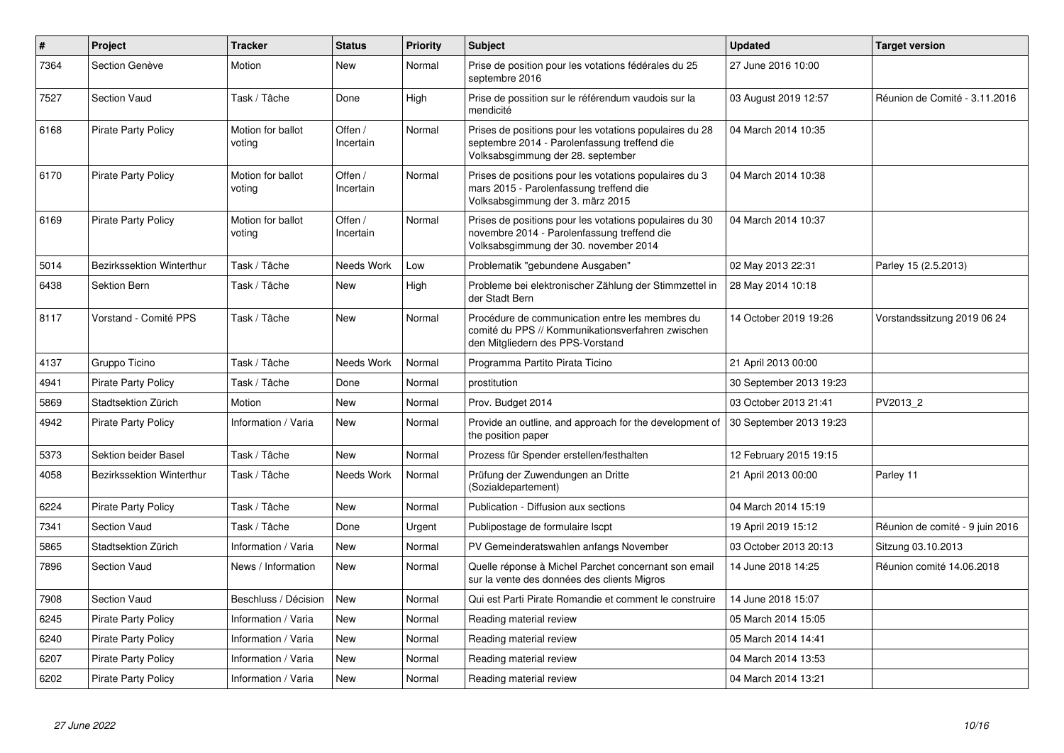| # | Project | Tracker | Status | Priority | Subject | Updated | Target version |
|---|---|---|---|---|---|---|---|
| 7364 | Section Genève | Motion | New | Normal | Prise de position pour les votations fédérales du 25 septembre 2016 | 27 June 2016 10:00 | |
| 7527 | Section Vaud | Task / Tâche | Done | High | Prise de possition sur le référendum vaudois sur la mendicité | 03 August 2019 12:57 | Réunion de Comité - 3.11.2016 |
| 6168 | Pirate Party Policy | Motion for ballot voting | Offen / Incertain | Normal | Prises de positions pour les votations populaires du 28 septembre 2014 - Parolenfassung treffend die Volksabsgimmung der 28. september | 04 March 2014 10:35 | |
| 6170 | Pirate Party Policy | Motion for ballot voting | Offen / Incertain | Normal | Prises de positions pour les votations populaires du 3 mars 2015 - Parolenfassung treffend die Volksabsgimmung der 3. märz 2015 | 04 March 2014 10:38 | |
| 6169 | Pirate Party Policy | Motion for ballot voting | Offen / Incertain | Normal | Prises de positions pour les votations populaires du 30 novembre 2014 - Parolenfassung treffend die Volksabsgimmung der 30. november 2014 | 04 March 2014 10:37 | |
| 5014 | Bezirkssektion Winterthur | Task / Tâche | Needs Work | Low | Problematik "gebundene Ausgaben" | 02 May 2013 22:31 | Parley 15 (2.5.2013) |
| 6438 | Sektion Bern | Task / Tâche | New | High | Probleme bei elektronischer Zählung der Stimmzettel in der Stadt Bern | 28 May 2014 10:18 | |
| 8117 | Vorstand - Comité PPS | Task / Tâche | New | Normal | Procédure de communication entre les membres du comité du PPS // Kommunikationsverfahren zwischen den Mitgliedern des PPS-Vorstand | 14 October 2019 19:26 | Vorstandssitzung 2019 06 24 |
| 4137 | Gruppo Ticino | Task / Tâche | Needs Work | Normal | Programma Partito Pirata Ticino | 21 April 2013 00:00 | |
| 4941 | Pirate Party Policy | Task / Tâche | Done | Normal | prostitution | 30 September 2013 19:23 | |
| 5869 | Stadtsektion Zürich | Motion | New | Normal | Prov. Budget 2014 | 03 October 2013 21:41 | PV2013_2 |
| 4942 | Pirate Party Policy | Information / Varia | New | Normal | Provide an outline, and approach for the development of the position paper | 30 September 2013 19:23 | |
| 5373 | Sektion beider Basel | Task / Tâche | New | Normal | Prozess für Spender erstellen/festhalten | 12 February 2015 19:15 | |
| 4058 | Bezirkssektion Winterthur | Task / Tâche | Needs Work | Normal | Prüfung der Zuwendungen an Dritte (Sozialdepartement) | 21 April 2013 00:00 | Parley 11 |
| 6224 | Pirate Party Policy | Task / Tâche | New | Normal | Publication - Diffusion aux sections | 04 March 2014 15:19 | |
| 7341 | Section Vaud | Task / Tâche | Done | Urgent | Publipostage de formulaire lscpt | 19 April 2019 15:12 | Réunion de comité - 9 juin 2016 |
| 5865 | Stadtsektion Zürich | Information / Varia | New | Normal | PV Gemeinderatswahlen anfangs November | 03 October 2013 20:13 | Sitzung 03.10.2013 |
| 7896 | Section Vaud | News / Information | New | Normal | Quelle réponse à Michel Parchet concernant son email sur la vente des données des clients Migros | 14 June 2018 14:25 | Réunion comité 14.06.2018 |
| 7908 | Section Vaud | Beschluss / Décision | New | Normal | Qui est Parti Pirate Romandie et comment le construire | 14 June 2018 15:07 | |
| 6245 | Pirate Party Policy | Information / Varia | New | Normal | Reading material review | 05 March 2014 15:05 | |
| 6240 | Pirate Party Policy | Information / Varia | New | Normal | Reading material review | 05 March 2014 14:41 | |
| 6207 | Pirate Party Policy | Information / Varia | New | Normal | Reading material review | 04 March 2014 13:53 | |
| 6202 | Pirate Party Policy | Information / Varia | New | Normal | Reading material review | 04 March 2014 13:21 | |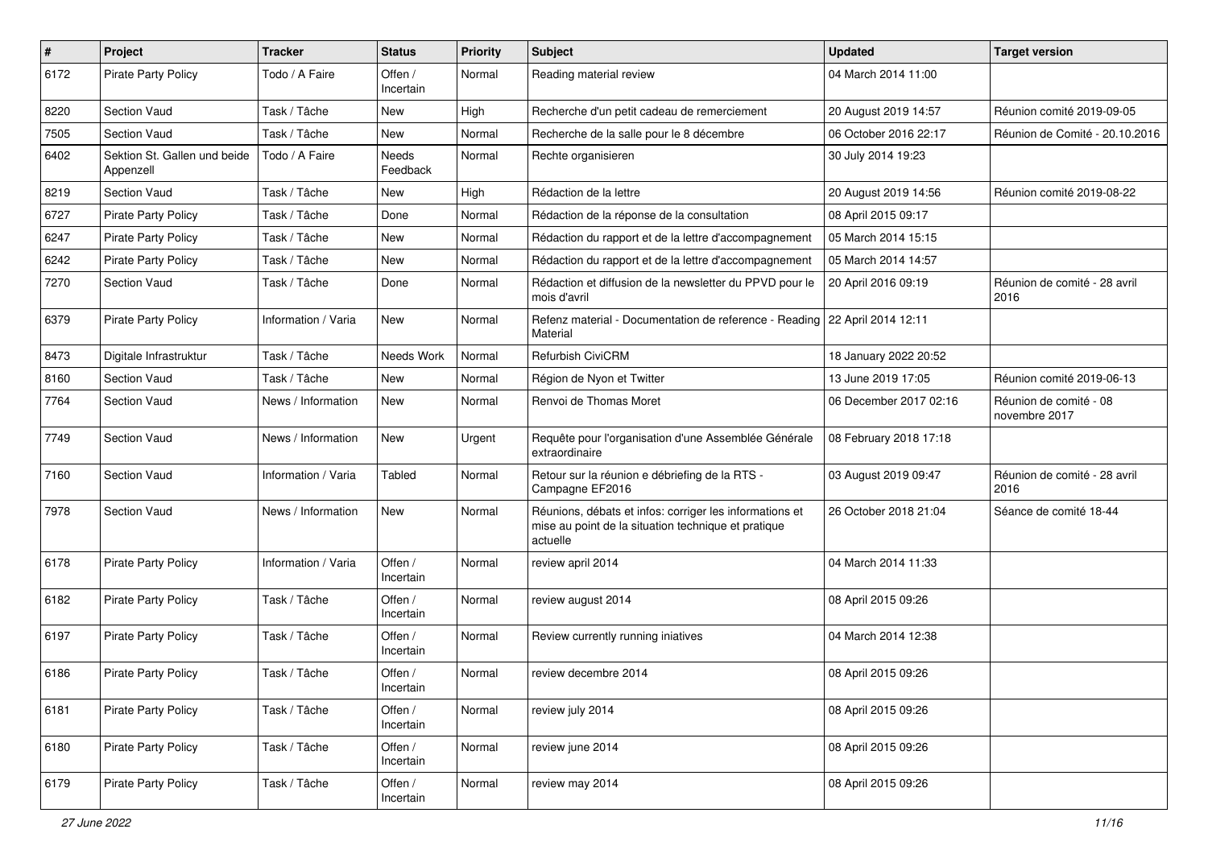| # | Project | Tracker | Status | Priority | Subject | Updated | Target version |
|---|---|---|---|---|---|---|---|
| 6172 | Pirate Party Policy | Todo / A Faire | Offen / Incertain | Normal | Reading material review | 04 March 2014 11:00 | |
| 8220 | Section Vaud | Task / Tâche | New | High | Recherche d'un petit cadeau de remerciement | 20 August 2019 14:57 | Réunion comité 2019-09-05 |
| 7505 | Section Vaud | Task / Tâche | New | Normal | Recherche de la salle pour le 8 décembre | 06 October 2016 22:17 | Réunion de Comité - 20.10.2016 |
| 6402 | Sektion St. Gallen und beide Appenzell | Todo / A Faire | Needs Feedback | Normal | Rechte organisieren | 30 July 2014 19:23 | |
| 8219 | Section Vaud | Task / Tâche | New | High | Rédaction de la lettre | 20 August 2019 14:56 | Réunion comité 2019-08-22 |
| 6727 | Pirate Party Policy | Task / Tâche | Done | Normal | Rédaction de la réponse de la consultation | 08 April 2015 09:17 | |
| 6247 | Pirate Party Policy | Task / Tâche | New | Normal | Rédaction du rapport et de la lettre d'accompagnement | 05 March 2014 15:15 | |
| 6242 | Pirate Party Policy | Task / Tâche | New | Normal | Rédaction du rapport et de la lettre d'accompagnement | 05 March 2014 14:57 | |
| 7270 | Section Vaud | Task / Tâche | Done | Normal | Rédaction et diffusion de la newsletter du PPVD pour le mois d'avril | 20 April 2016 09:19 | Réunion de comité - 28 avril 2016 |
| 6379 | Pirate Party Policy | Information / Varia | New | Normal | Refenz material - Documentation de reference - Reading Material | 22 April 2014 12:11 | |
| 8473 | Digitale Infrastruktur | Task / Tâche | Needs Work | Normal | Refurbish CiviCRM | 18 January 2022 20:52 | |
| 8160 | Section Vaud | Task / Tâche | New | Normal | Région de Nyon et Twitter | 13 June 2019 17:05 | Réunion comité 2019-06-13 |
| 7764 | Section Vaud | News / Information | New | Normal | Renvoi de Thomas Moret | 06 December 2017 02:16 | Réunion de comité - 08 novembre 2017 |
| 7749 | Section Vaud | News / Information | New | Urgent | Requête pour l'organisation d'une Assemblée Générale extraordinaire | 08 February 2018 17:18 | |
| 7160 | Section Vaud | Information / Varia | Tabled | Normal | Retour sur la réunion e débriefing de la RTS - Campagne EF2016 | 03 August 2019 09:47 | Réunion de comité - 28 avril 2016 |
| 7978 | Section Vaud | News / Information | New | Normal | Réunions, débats et infos: corriger les informations et mise au point de la situation technique et pratique actuelle | 26 October 2018 21:04 | Séance de comité 18-44 |
| 6178 | Pirate Party Policy | Information / Varia | Offen / Incertain | Normal | review april 2014 | 04 March 2014 11:33 | |
| 6182 | Pirate Party Policy | Task / Tâche | Offen / Incertain | Normal | review august 2014 | 08 April 2015 09:26 | |
| 6197 | Pirate Party Policy | Task / Tâche | Offen / Incertain | Normal | Review currently running iniatives | 04 March 2014 12:38 | |
| 6186 | Pirate Party Policy | Task / Tâche | Offen / Incertain | Normal | review decembre 2014 | 08 April 2015 09:26 | |
| 6181 | Pirate Party Policy | Task / Tâche | Offen / Incertain | Normal | review july 2014 | 08 April 2015 09:26 | |
| 6180 | Pirate Party Policy | Task / Tâche | Offen / Incertain | Normal | review june 2014 | 08 April 2015 09:26 | |
| 6179 | Pirate Party Policy | Task / Tâche | Offen / Incertain | Normal | review may 2014 | 08 April 2015 09:26 | |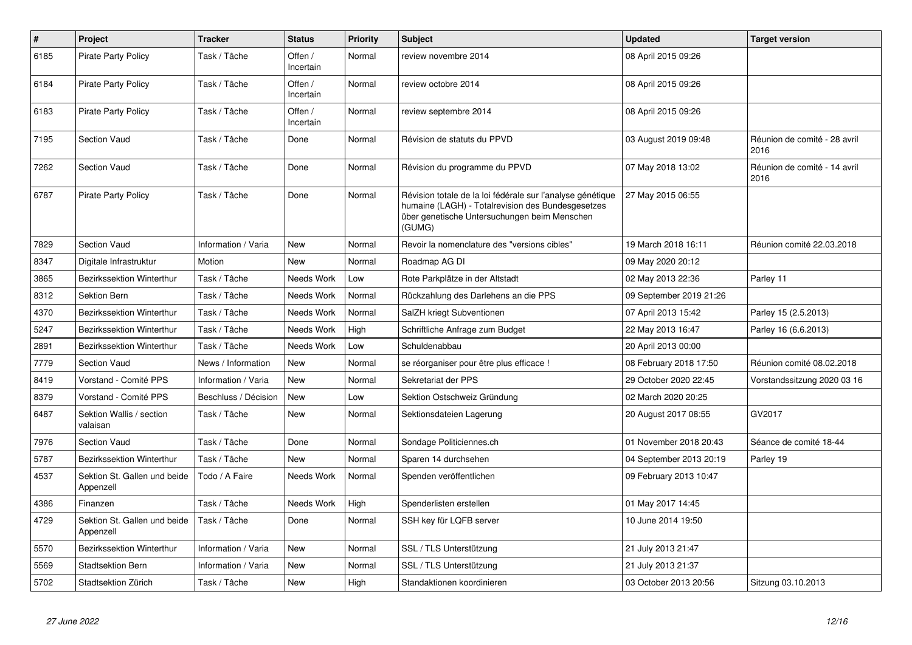| # | Project | Tracker | Status | Priority | Subject | Updated | Target version |
|---|---|---|---|---|---|---|---|
| 6185 | Pirate Party Policy | Task / Tâche | Offen / Incertain | Normal | review novembre 2014 | 08 April 2015 09:26 | |
| 6184 | Pirate Party Policy | Task / Tâche | Offen / Incertain | Normal | review octobre 2014 | 08 April 2015 09:26 | |
| 6183 | Pirate Party Policy | Task / Tâche | Offen / Incertain | Normal | review septembre 2014 | 08 April 2015 09:26 | |
| 7195 | Section Vaud | Task / Tâche | Done | Normal | Révision de statuts du PPVD | 03 August 2019 09:48 | Réunion de comité - 28 avril 2016 |
| 7262 | Section Vaud | Task / Tâche | Done | Normal | Révision du programme du PPVD | 07 May 2018 13:02 | Réunion de comité - 14 avril 2016 |
| 6787 | Pirate Party Policy | Task / Tâche | Done | Normal | Révision totale de la loi fédérale sur l'analyse génétique humaine (LAGH) - Totalrevision des Bundesgesetzes über genetische Untersuchungen beim Menschen (GUMG) | 27 May 2015 06:55 | |
| 7829 | Section Vaud | Information / Varia | New | Normal | Revoir la nomenclature des "versions cibles" | 19 March 2018 16:11 | Réunion comité 22.03.2018 |
| 8347 | Digitale Infrastruktur | Motion | New | Normal | Roadmap AG DI | 09 May 2020 20:12 | |
| 3865 | Bezirkssektion Winterthur | Task / Tâche | Needs Work | Low | Rote Parkplätze in der Altstadt | 02 May 2013 22:36 | Parley 11 |
| 8312 | Sektion Bern | Task / Tâche | Needs Work | Normal | Rückzahlung des Darlehens an die PPS | 09 September 2019 21:26 | |
| 4370 | Bezirkssektion Winterthur | Task / Tâche | Needs Work | Normal | SalZH kriegt Subventionen | 07 April 2013 15:42 | Parley 15 (2.5.2013) |
| 5247 | Bezirkssektion Winterthur | Task / Tâche | Needs Work | High | Schriftliche Anfrage zum Budget | 22 May 2013 16:47 | Parley 16 (6.6.2013) |
| 2891 | Bezirkssektion Winterthur | Task / Tâche | Needs Work | Low | Schuldenabbau | 20 April 2013 00:00 | |
| 7779 | Section Vaud | News / Information | New | Normal | se réorganiser pour être plus efficace ! | 08 February 2018 17:50 | Réunion comité 08.02.2018 |
| 8419 | Vorstand - Comité PPS | Information / Varia | New | Normal | Sekretariat der PPS | 29 October 2020 22:45 | Vorstandssitzung 2020 03 16 |
| 8379 | Vorstand - Comité PPS | Beschluss / Décision | New | Low | Sektion Ostschweiz Gründung | 02 March 2020 20:25 | |
| 6487 | Sektion Wallis / section valaisan | Task / Tâche | New | Normal | Sektionsdateien Lagerung | 20 August 2017 08:55 | GV2017 |
| 7976 | Section Vaud | Task / Tâche | Done | Normal | Sondage Politiciennes.ch | 01 November 2018 20:43 | Séance de comité 18-44 |
| 5787 | Bezirkssektion Winterthur | Task / Tâche | New | Normal | Sparen 14 durchsehen | 04 September 2013 20:19 | Parley 19 |
| 4537 | Sektion St. Gallen und beide Appenzell | Todo / A Faire | Needs Work | Normal | Spenden veröffentlichen | 09 February 2013 10:47 | |
| 4386 | Finanzen | Task / Tâche | Needs Work | High | Spenderlisten erstellen | 01 May 2017 14:45 | |
| 4729 | Sektion St. Gallen und beide Appenzell | Task / Tâche | Done | Normal | SSH key für LQFB server | 10 June 2014 19:50 | |
| 5570 | Bezirkssektion Winterthur | Information / Varia | New | Normal | SSL / TLS Unterstützung | 21 July 2013 21:47 | |
| 5569 | Stadtsektion Bern | Information / Varia | New | Normal | SSL / TLS Unterstützung | 21 July 2013 21:37 | |
| 5702 | Stadtsektion Zürich | Task / Tâche | New | High | Standaktionen koordinieren | 03 October 2013 20:56 | Sitzung 03.10.2013 |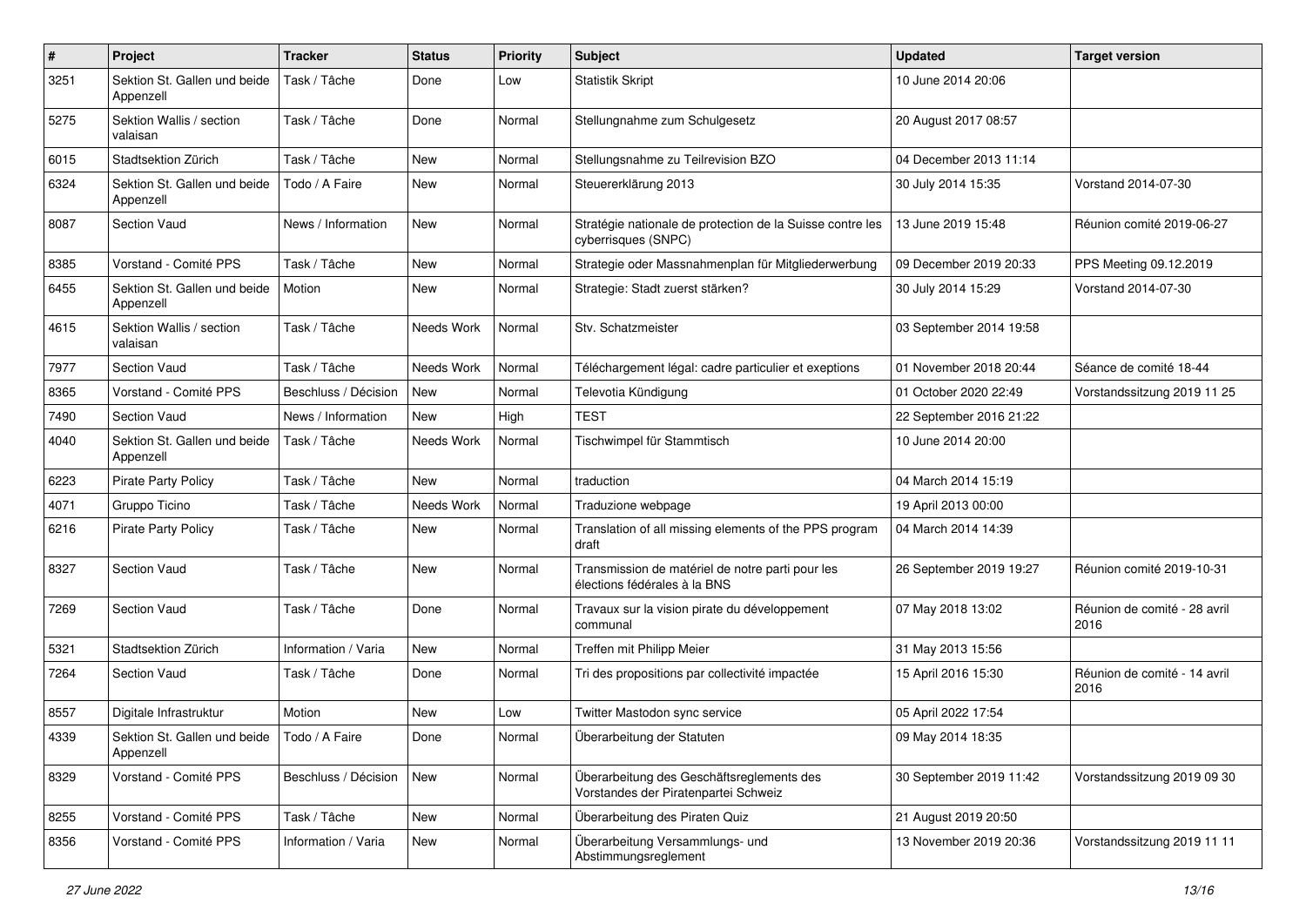| # | Project | Tracker | Status | Priority | Subject | Updated | Target version |
|---|---|---|---|---|---|---|---|
| 3251 | Sektion St. Gallen und beide Appenzell | Task / Tâche | Done | Low | Statistik Skript | 10 June 2014 20:06 | |
| 5275 | Sektion Wallis / section valaisan | Task / Tâche | Done | Normal | Stellungnahme zum Schulgesetz | 20 August 2017 08:57 | |
| 6015 | Stadtsektion Zürich | Task / Tâche | New | Normal | Stellungsnahme zu Teilrevision BZO | 04 December 2013 11:14 | |
| 6324 | Sektion St. Gallen und beide Appenzell | Todo / A Faire | New | Normal | Steuererklärung 2013 | 30 July 2014 15:35 | Vorstand 2014-07-30 |
| 8087 | Section Vaud | News / Information | New | Normal | Stratégie nationale de protection de la Suisse contre les cyberrisques (SNPC) | 13 June 2019 15:48 | Réunion comité 2019-06-27 |
| 8385 | Vorstand - Comité PPS | Task / Tâche | New | Normal | Strategie oder Massnahmenplan für Mitgliederwerbung | 09 December 2019 20:33 | PPS Meeting 09.12.2019 |
| 6455 | Sektion St. Gallen und beide Appenzell | Motion | New | Normal | Strategie: Stadt zuerst stärken? | 30 July 2014 15:29 | Vorstand 2014-07-30 |
| 4615 | Sektion Wallis / section valaisan | Task / Tâche | Needs Work | Normal | Stv. Schatzmeister | 03 September 2014 19:58 | |
| 7977 | Section Vaud | Task / Tâche | Needs Work | Normal | Téléchargement légal: cadre particulier et exeptions | 01 November 2018 20:44 | Séance de comité 18-44 |
| 8365 | Vorstand - Comité PPS | Beschluss / Décision | New | Normal | Televotia Kündigung | 01 October 2020 22:49 | Vorstandssitzung 2019 11 25 |
| 7490 | Section Vaud | News / Information | New | High | TEST | 22 September 2016 21:22 | |
| 4040 | Sektion St. Gallen und beide Appenzell | Task / Tâche | Needs Work | Normal | Tischwimpel für Stammtisch | 10 June 2014 20:00 | |
| 6223 | Pirate Party Policy | Task / Tâche | New | Normal | traduction | 04 March 2014 15:19 | |
| 4071 | Gruppo Ticino | Task / Tâche | Needs Work | Normal | Traduzione webpage | 19 April 2013 00:00 | |
| 6216 | Pirate Party Policy | Task / Tâche | New | Normal | Translation of all missing elements of the PPS program draft | 04 March 2014 14:39 | |
| 8327 | Section Vaud | Task / Tâche | New | Normal | Transmission de matériel de notre parti pour les élections fédérales à la BNS | 26 September 2019 19:27 | Réunion comité 2019-10-31 |
| 7269 | Section Vaud | Task / Tâche | Done | Normal | Travaux sur la vision pirate du développement communal | 07 May 2018 13:02 | Réunion de comité - 28 avril 2016 |
| 5321 | Stadtsektion Zürich | Information / Varia | New | Normal | Treffen mit Philipp Meier | 31 May 2013 15:56 | |
| 7264 | Section Vaud | Task / Tâche | Done | Normal | Tri des propositions par collectivité impactée | 15 April 2016 15:30 | Réunion de comité - 14 avril 2016 |
| 8557 | Digitale Infrastruktur | Motion | New | Low | Twitter Mastodon sync service | 05 April 2022 17:54 | |
| 4339 | Sektion St. Gallen und beide Appenzell | Todo / A Faire | Done | Normal | Überarbeitung der Statuten | 09 May 2014 18:35 | |
| 8329 | Vorstand - Comité PPS | Beschluss / Décision | New | Normal | Überarbeitung des Geschäftsreglements des Vorstandes der Piratenpartei Schweiz | 30 September 2019 11:42 | Vorstandssitzung 2019 09 30 |
| 8255 | Vorstand - Comité PPS | Task / Tâche | New | Normal | Überarbeitung des Piraten Quiz | 21 August 2019 20:50 | |
| 8356 | Vorstand - Comité PPS | Information / Varia | New | Normal | Überarbeitung Versammlungs- und Abstimmungsreglement | 13 November 2019 20:36 | Vorstandssitzung 2019 11 11 |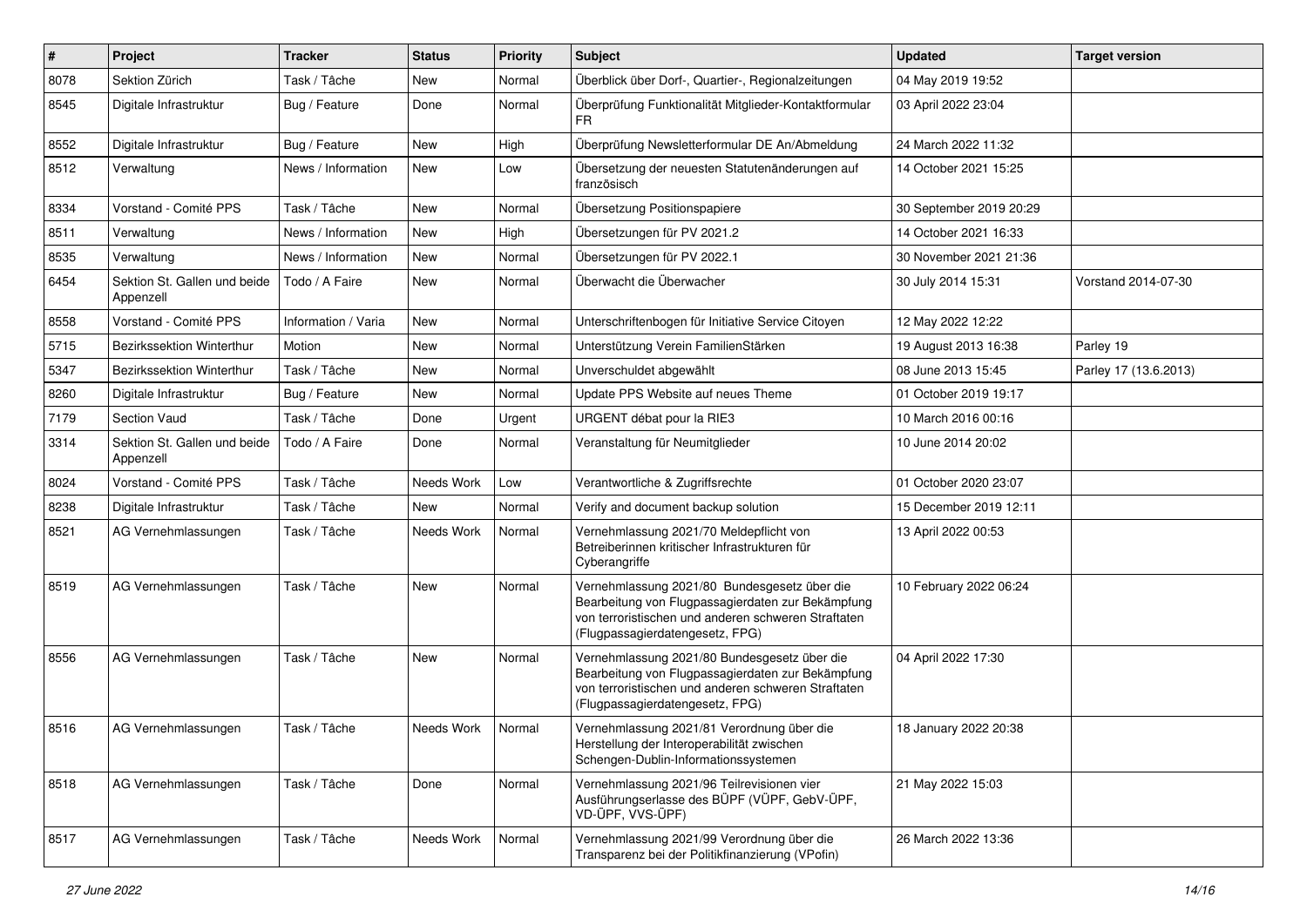| # | Project | Tracker | Status | Priority | Subject | Updated | Target version |
|---|---|---|---|---|---|---|---|
| 8078 | Sektion Zürich | Task / Tâche | New | Normal | Überblick über Dorf-, Quartier-, Regionalzeitungen | 04 May 2019 19:52 | |
| 8545 | Digitale Infrastruktur | Bug / Feature | Done | Normal | Überprüfung Funktionalität Mitglieder-Kontaktformular FR | 03 April 2022 23:04 | |
| 8552 | Digitale Infrastruktur | Bug / Feature | New | High | Überprüfung Newsletterformular DE An/Abmeldung | 24 March 2022 11:32 | |
| 8512 | Verwaltung | News / Information | New | Low | Übersetzung der neuesten Statutenänderungen auf französisch | 14 October 2021 15:25 | |
| 8334 | Vorstand - Comité PPS | Task / Tâche | New | Normal | Übersetzung Positionspapiere | 30 September 2019 20:29 | |
| 8511 | Verwaltung | News / Information | New | High | Übersetzungen für PV 2021.2 | 14 October 2021 16:33 | |
| 8535 | Verwaltung | News / Information | New | Normal | Übersetzungen für PV 2022.1 | 30 November 2021 21:36 | |
| 6454 | Sektion St. Gallen und beide Appenzell | Todo / A Faire | New | Normal | Überwacht die Überwacher | 30 July 2014 15:31 | Vorstand 2014-07-30 |
| 8558 | Vorstand - Comité PPS | Information / Varia | New | Normal | Unterschriftenbogen für Initiative Service Citoyen | 12 May 2022 12:22 | |
| 5715 | Bezirkssektion Winterthur | Motion | New | Normal | Unterstützung Verein FamilienStärken | 19 August 2013 16:38 | Parley 19 |
| 5347 | Bezirkssektion Winterthur | Task / Tâche | New | Normal | Unverschuldet abgewählt | 08 June 2013 15:45 | Parley 17 (13.6.2013) |
| 8260 | Digitale Infrastruktur | Bug / Feature | New | Normal | Update PPS Website auf neues Theme | 01 October 2019 19:17 | |
| 7179 | Section Vaud | Task / Tâche | Done | Urgent | URGENT débat pour la RIE3 | 10 March 2016 00:16 | |
| 3314 | Sektion St. Gallen und beide Appenzell | Todo / A Faire | Done | Normal | Veranstaltung für Neumitglieder | 10 June 2014 20:02 | |
| 8024 | Vorstand - Comité PPS | Task / Tâche | Needs Work | Low | Verantwortliche & Zugriffsrechte | 01 October 2020 23:07 | |
| 8238 | Digitale Infrastruktur | Task / Tâche | New | Normal | Verify and document backup solution | 15 December 2019 12:11 | |
| 8521 | AG Vernehmlassungen | Task / Tâche | Needs Work | Normal | Vernehmlassung 2021/70 Meldepflicht von Betreiberinnen kritischer Infrastrukturen für Cyberangriffe | 13 April 2022 00:53 | |
| 8519 | AG Vernehmlassungen | Task / Tâche | New | Normal | Vernehmlassung 2021/80 Bundesgesetz über die Bearbeitung von Flugpassagierdaten zur Bekämpfung von terroristischen und anderen schweren Straftaten (Flugpassagierdatengesetz, FPG) | 10 February 2022 06:24 | |
| 8556 | AG Vernehmlassungen | Task / Tâche | New | Normal | Vernehmlassung 2021/80 Bundesgesetz über die Bearbeitung von Flugpassagierdaten zur Bekämpfung von terroristischen und anderen schweren Straftaten (Flugpassagierdatengesetz, FPG) | 04 April 2022 17:30 | |
| 8516 | AG Vernehmlassungen | Task / Tâche | Needs Work | Normal | Vernehmlassung 2021/81 Verordnung über die Herstellung der Interoperabilität zwischen Schengen-Dublin-Informationssystemen | 18 January 2022 20:38 | |
| 8518 | AG Vernehmlassungen | Task / Tâche | Done | Normal | Vernehmlassung 2021/96 Teilrevisionen vier Ausführungserlasse des BÜPF (VÜPF, GebV-ÜPF, VD-ÜPF, VVS-ÜPF) | 21 May 2022 15:03 | |
| 8517 | AG Vernehmlassungen | Task / Tâche | Needs Work | Normal | Vernehmlassung 2021/99 Verordnung über die Transparenz bei der Politikfinanzierung (VPofin) | 26 March 2022 13:36 | |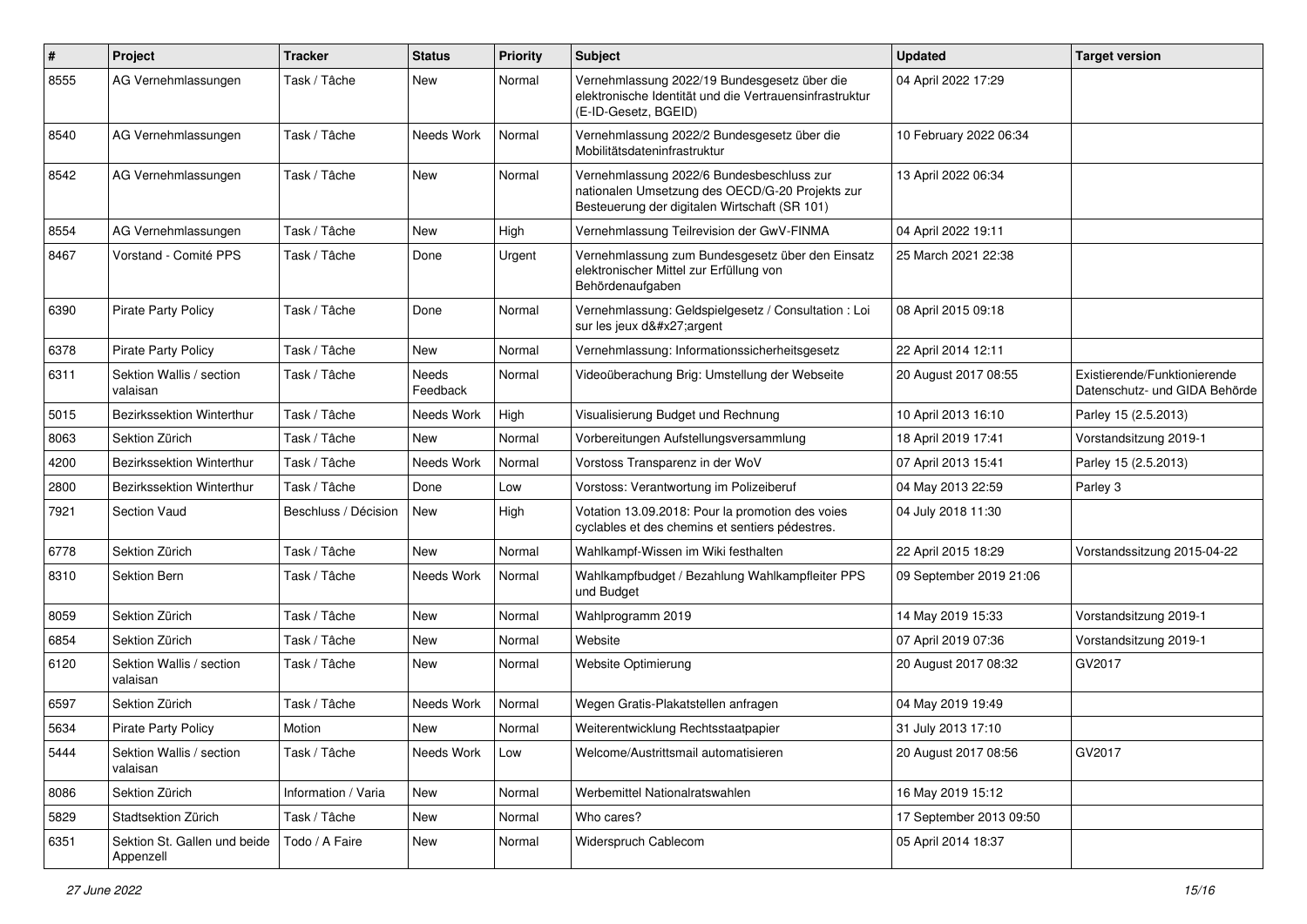| # | Project | Tracker | Status | Priority | Subject | Updated | Target version |
|---|---|---|---|---|---|---|---|
| 8555 | AG Vernehmlassungen | Task / Tâche | New | Normal | Vernehmlassung 2022/19 Bundesgesetz über die elektronische Identität und die Vertrauensinfrastruktur (E-ID-Gesetz, BGEID) | 04 April 2022 17:29 | |
| 8540 | AG Vernehmlassungen | Task / Tâche | Needs Work | Normal | Vernehmlassung 2022/2 Bundesgesetz über die Mobilitätsdateninfrastruktur | 10 February 2022 06:34 | |
| 8542 | AG Vernehmlassungen | Task / Tâche | New | Normal | Vernehmlassung 2022/6 Bundesbeschluss zur nationalen Umsetzung des OECD/G-20 Projekts zur Besteuerung der digitalen Wirtschaft (SR 101) | 13 April 2022 06:34 | |
| 8554 | AG Vernehmlassungen | Task / Tâche | New | High | Vernehmlassung Teilrevision der GwV-FINMA | 04 April 2022 19:11 | |
| 8467 | Vorstand - Comité PPS | Task / Tâche | Done | Urgent | Vernehmlassung zum Bundesgesetz über den Einsatz elektronischer Mittel zur Erfüllung von Behördenaufgaben | 25 March 2021 22:38 | |
| 6390 | Pirate Party Policy | Task / Tâche | Done | Normal | Vernehmlassung: Geldspielgesetz / Consultation : Loi sur les jeux d&#x27;argent | 08 April 2015 09:18 | |
| 6378 | Pirate Party Policy | Task / Tâche | New | Normal | Vernehmlassung: Informationssicherheitsgesetz | 22 April 2014 12:11 | |
| 6311 | Sektion Wallis / section valaisan | Task / Tâche | Needs Feedback | Normal | Videoüberachung Brig: Umstellung der Webseite | 20 August 2017 08:55 | Existierende/Funktionierende Datenschutz- und GIDA Behörde |
| 5015 | Bezirkssektion Winterthur | Task / Tâche | Needs Work | High | Visualisierung Budget und Rechnung | 10 April 2013 16:10 | Parley 15 (2.5.2013) |
| 8063 | Sektion Zürich | Task / Tâche | New | Normal | Vorbereitungen Aufstellungsversammlung | 18 April 2019 17:41 | Vorstandsitzung 2019-1 |
| 4200 | Bezirkssektion Winterthur | Task / Tâche | Needs Work | Normal | Vorstoss Transparenz in der WoV | 07 April 2013 15:41 | Parley 15 (2.5.2013) |
| 2800 | Bezirkssektion Winterthur | Task / Tâche | Done | Low | Vorstoss: Verantwortung im Polizeiberuf | 04 May 2013 22:59 | Parley 3 |
| 7921 | Section Vaud | Beschluss / Décision | New | High | Votation 13.09.2018: Pour la promotion des voies cyclables et des chemins et sentiers pédestres. | 04 July 2018 11:30 | |
| 6778 | Sektion Zürich | Task / Tâche | New | Normal | Wahlkampf-Wissen im Wiki festhalten | 22 April 2015 18:29 | Vorstandssitzung 2015-04-22 |
| 8310 | Sektion Bern | Task / Tâche | Needs Work | Normal | Wahlkampfbudget / Bezahlung Wahlkampfleiter PPS und Budget | 09 September 2019 21:06 | |
| 8059 | Sektion Zürich | Task / Tâche | New | Normal | Wahlprogramm 2019 | 14 May 2019 15:33 | Vorstandsitzung 2019-1 |
| 6854 | Sektion Zürich | Task / Tâche | New | Normal | Website | 07 April 2019 07:36 | Vorstandsitzung 2019-1 |
| 6120 | Sektion Wallis / section valaisan | Task / Tâche | New | Normal | Website Optimierung | 20 August 2017 08:32 | GV2017 |
| 6597 | Sektion Zürich | Task / Tâche | Needs Work | Normal | Wegen Gratis-Plakatstellen anfragen | 04 May 2019 19:49 | |
| 5634 | Pirate Party Policy | Motion | New | Normal | Weiterentwicklung Rechtsstaatpapier | 31 July 2013 17:10 | |
| 5444 | Sektion Wallis / section valaisan | Task / Tâche | Needs Work | Low | Welcome/Austrittsmail automatisieren | 20 August 2017 08:56 | GV2017 |
| 8086 | Sektion Zürich | Information / Varia | New | Normal | Werbemittel Nationalratswahlen | 16 May 2019 15:12 | |
| 5829 | Stadtsektion Zürich | Task / Tâche | New | Normal | Who cares? | 17 September 2013 09:50 | |
| 6351 | Sektion St. Gallen und beide Appenzell | Todo / A Faire | New | Normal | Widerspruch Cablecom | 05 April 2014 18:37 | |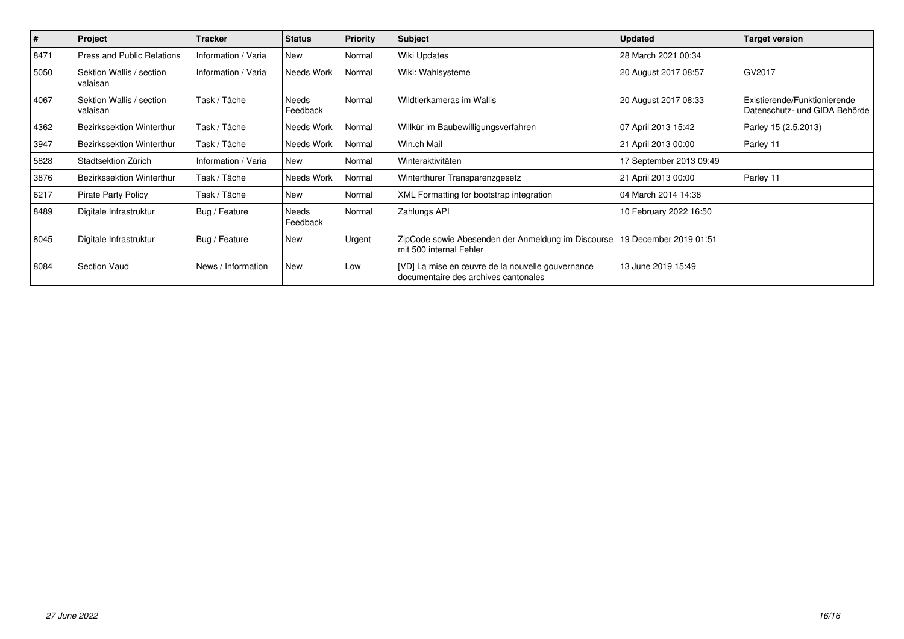| # | Project | Tracker | Status | Priority | Subject | Updated | Target version |
| --- | --- | --- | --- | --- | --- | --- | --- |
| 8471 | Press and Public Relations | Information / Varia | New | Normal | Wiki Updates | 28 March 2021 00:34 | |
| 5050 | Sektion Wallis / section valaisan | Information / Varia | Needs Work | Normal | Wiki: Wahlsysteme | 20 August 2017 08:57 | GV2017 |
| 4067 | Sektion Wallis / section valaisan | Task / Tâche | Needs Feedback | Normal | Wildtierkameras im Wallis | 20 August 2017 08:33 | Existierende/Funktionierende Datenschutz- und GIDA Behörde |
| 4362 | Bezirkssektion Winterthur | Task / Tâche | Needs Work | Normal | Willkür im Baubewilligungsverfahren | 07 April 2013 15:42 | Parley 15 (2.5.2013) |
| 3947 | Bezirkssektion Winterthur | Task / Tâche | Needs Work | Normal | Win.ch Mail | 21 April 2013 00:00 | Parley 11 |
| 5828 | Stadtsektion Zürich | Information / Varia | New | Normal | Winteraktivitäten | 17 September 2013 09:49 | |
| 3876 | Bezirkssektion Winterthur | Task / Tâche | Needs Work | Normal | Winterthurer Transparenzgesetz | 21 April 2013 00:00 | Parley 11 |
| 6217 | Pirate Party Policy | Task / Tâche | New | Normal | XML Formatting for bootstrap integration | 04 March 2014 14:38 | |
| 8489 | Digitale Infrastruktur | Bug / Feature | Needs Feedback | Normal | Zahlungs API | 10 February 2022 16:50 | |
| 8045 | Digitale Infrastruktur | Bug / Feature | New | Urgent | ZipCode sowie Abesenden der Anmeldung im Discourse mit 500 internal Fehler | 19 December 2019 01:51 | |
| 8084 | Section Vaud | News / Information | New | Low | [VD] La mise en œuvre de la nouvelle gouvernance documentaire des archives cantonales | 13 June 2019 15:49 | |

*27 June 2022*